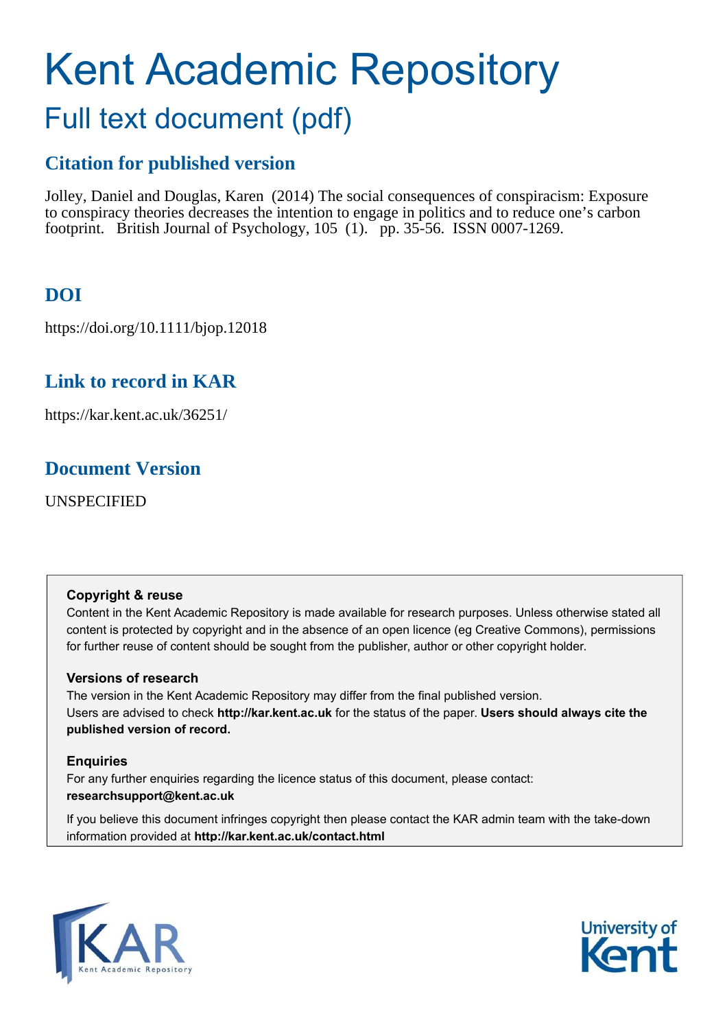# Kent Academic Repository

## Full text document (pdf)

### Citation for published version

Jolley, Daniel and Douglas, Karen (2014) The social consequences of conspiracism: Exposure to conspiracy theories decreases the intention to engage in politics and to reduce one's carbon footprint. British Journal of Psychology, 105 (1). pp. 35-56. ISSN 0007-1269.

### DOI

https://doi.org/10.1111/bjop.12018

### Link to record in KAR

https://kar.kent.ac.uk/36251/

### Document Version

UNSPECIFIED

**Copyright & reuse**

Content in the Kent Academic Repository is made available for research purposes. Unless otherwise stated all content is protected by copyright and in the absence of an open licence (eg Creative Commons), permissions for further reuse of content should be sought from the publisher, author or other copyright holder.

**Versions of research**

The version in the Kent Academic Repository may differ from the final published version. Users are advised to check **http://kar.kent.ac.uk** for the status of the paper. **Users should always cite the published version of record.**

**Enquiries**

For any further enquiries regarding the licence status of this document, please contact: **researchsupport@kent.ac.uk**

If you believe this document infringes copyright then please contact the KAR admin team with the take-down information provided at **http://kar.kent.ac.uk/contact.html**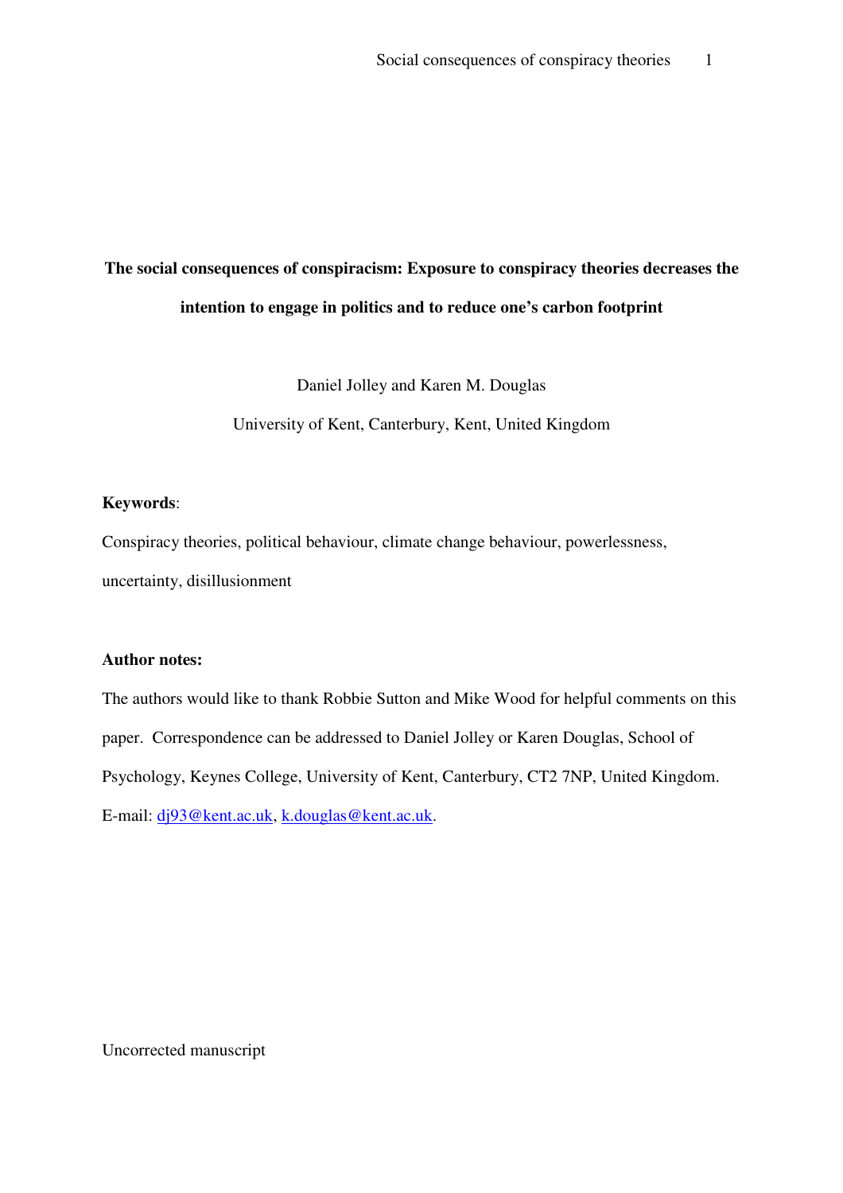**The social consequences of conspiracism: Exposure to conspiracy theories decreases the intention to engage in politics and to reduce one's carbon footprint**

Daniel Jolley and Karen M. Douglas

University of Kent, Canterbury, Kent, United Kingdom

**Keywords**:

Conspiracy theories, political behaviour, climate change behaviour, powerlessness, uncertainty, disillusionment

**Author notes:**

The authors would like to thank Robbie Sutton and Mike Wood for helpful comments on this paper. Correspondence can be addressed to Daniel Jolley or Karen Douglas, School of Psychology, Keynes College, University of Kent, Canterbury, CT2 7NP, United Kingdom. E-mail: dj93@kent.ac.uk, k.douglas@kent.ac.uk.

Uncorrected manuscript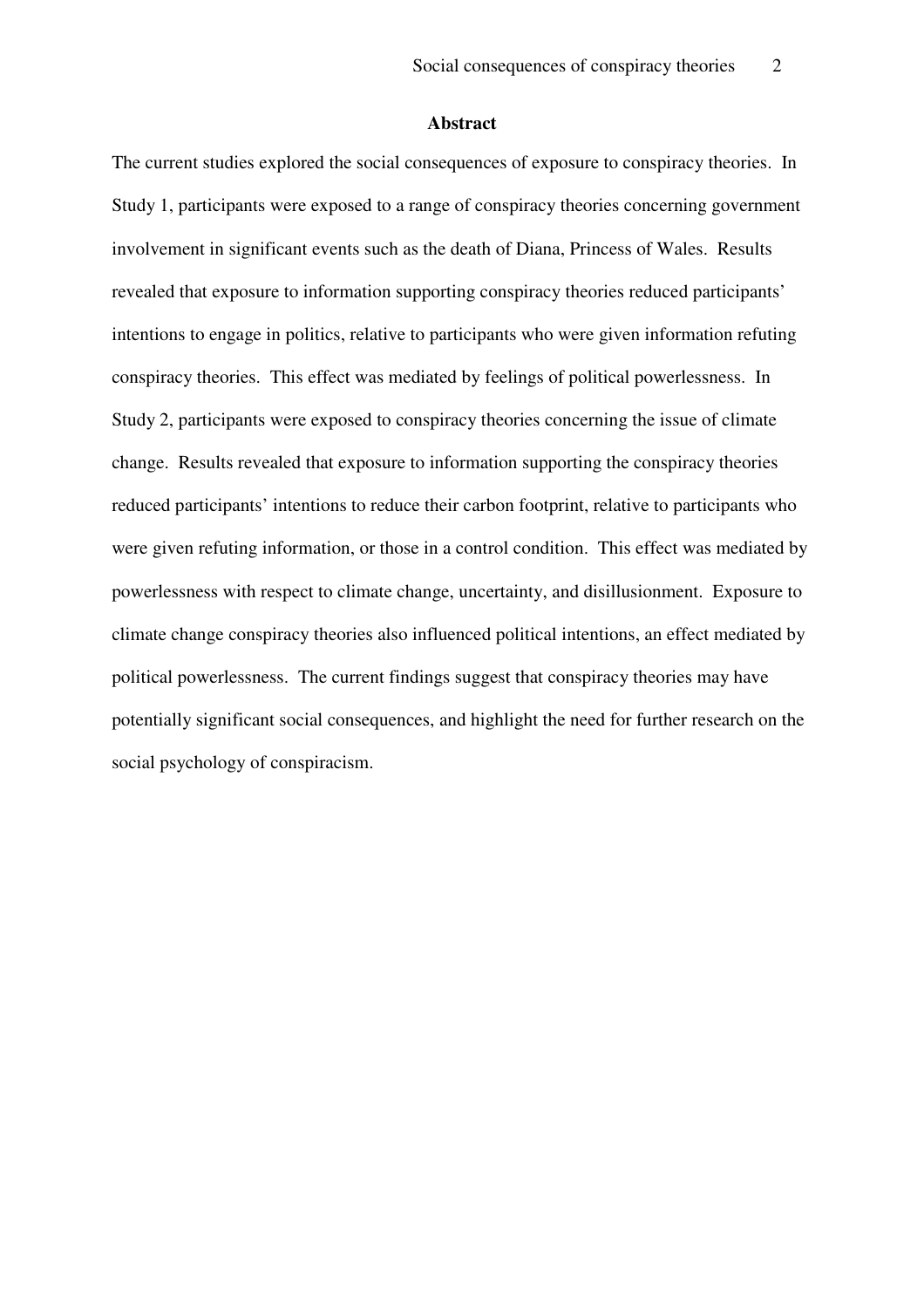## Abstract

The current studies explored the social consequences of exposure to conspiracy theories. In Study 1, participants were exposed to a range of conspiracy theories concerning government involvement in significant events such as the death of Diana, Princess of Wales. Results revealed that exposure to information supporting conspiracy theories reduced participants' intentions to engage in politics, relative to participants who were given information refuting conspiracy theories. This effect was mediated by feelings of political powerlessness. In Study 2, participants were exposed to conspiracy theories concerning the issue of climate change. Results revealed that exposure to information supporting the conspiracy theories reduced participants' intentions to reduce their carbon footprint, relative to participants who were given refuting information, or those in a control condition. This effect was mediated by powerlessness with respect to climate change, uncertainty, and disillusionment. Exposure to climate change conspiracy theories also influenced political intentions, an effect mediated by political powerlessness. The current findings suggest that conspiracy theories may have potentially significant social consequences, and highlight the need for further research on the social psychology of conspiracism.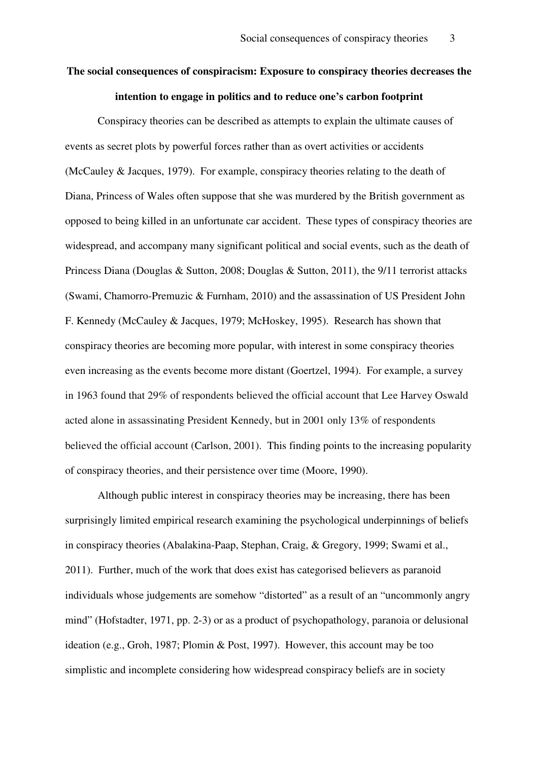**The social consequences of conspiracism: Exposure to conspiracy theories decreases the intention to engage in politics and to reduce one's carbon footprint**

Conspiracy theories can be described as attempts to explain the ultimate causes of events as secret plots by powerful forces rather than as overt activities or accidents (McCauley & Jacques, 1979). For example, conspiracy theories relating to the death of Diana, Princess of Wales often suppose that she was murdered by the British government as opposed to being killed in an unfortunate car accident. These types of conspiracy theories are widespread, and accompany many significant political and social events, such as the death of Princess Diana (Douglas & Sutton, 2008; Douglas & Sutton, 2011), the 9/11 terrorist attacks (Swami, Chamorro-Premuzic & Furnham, 2010) and the assassination of US President John F. Kennedy (McCauley & Jacques, 1979; McHoskey, 1995). Research has shown that conspiracy theories are becoming more popular, with interest in some conspiracy theories even increasing as the events become more distant (Goertzel, 1994). For example, a survey in 1963 found that 29% of respondents believed the official account that Lee Harvey Oswald acted alone in assassinating President Kennedy, but in 2001 only 13% of respondents believed the official account (Carlson, 2001). This finding points to the increasing popularity of conspiracy theories, and their persistence over time (Moore, 1990).

Although public interest in conspiracy theories may be increasing, there has been surprisingly limited empirical research examining the psychological underpinnings of beliefs in conspiracy theories (Abalakina-Paap, Stephan, Craig, & Gregory, 1999; Swami et al., 2011). Further, much of the work that does exist has categorised believers as paranoid individuals whose judgements are somehow "distorted" as a result of an "uncommonly angry mind" (Hofstadter, 1971, pp. 2-3) or as a product of psychopathology, paranoia or delusional ideation (e.g., Groh, 1987; Plomin & Post, 1997). However, this account may be too simplistic and incomplete considering how widespread conspiracy beliefs are in society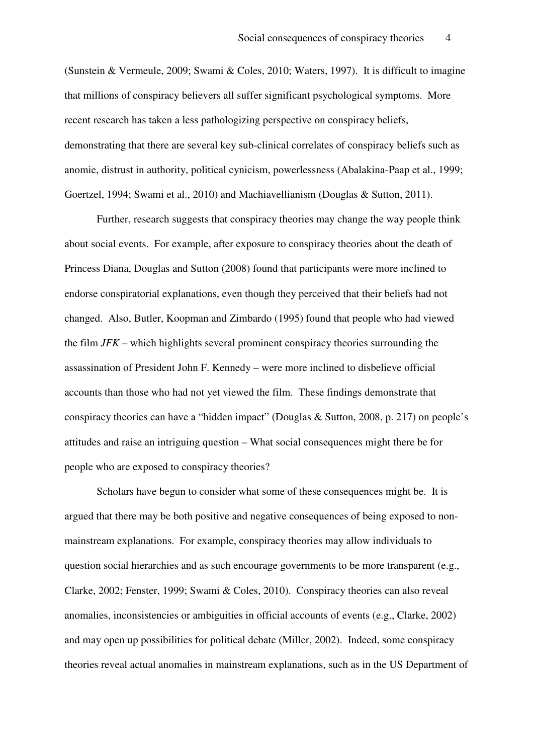(Sunstein & Vermeule, 2009; Swami & Coles, 2010; Waters, 1997). It is difficult to imagine that millions of conspiracy believers all suffer significant psychological symptoms. More recent research has taken a less pathologizing perspective on conspiracy beliefs, demonstrating that there are several key sub-clinical correlates of conspiracy beliefs such as anomie, distrust in authority, political cynicism, powerlessness (Abalakina-Paap et al., 1999; Goertzel, 1994; Swami et al., 2010) and Machiavellianism (Douglas & Sutton, 2011).

Further, research suggests that conspiracy theories may change the way people think about social events. For example, after exposure to conspiracy theories about the death of Princess Diana, Douglas and Sutton (2008) found that participants were more inclined to endorse conspiratorial explanations, even though they perceived that their beliefs had not changed. Also, Butler, Koopman and Zimbardo (1995) found that people who had viewed the film *JFK* – which highlights several prominent conspiracy theories surrounding the assassination of President John F. Kennedy – were more inclined to disbelieve official accounts than those who had not yet viewed the film. These findings demonstrate that conspiracy theories can have a "hidden impact" (Douglas & Sutton, 2008, p. 217) on people's attitudes and raise an intriguing question – What social consequences might there be for people who are exposed to conspiracy theories?

Scholars have begun to consider what some of these consequences might be. It is argued that there may be both positive and negative consequences of being exposed to non-mainstream explanations. For example, conspiracy theories may allow individuals to question social hierarchies and as such encourage governments to be more transparent (e.g., Clarke, 2002; Fenster, 1999; Swami & Coles, 2010). Conspiracy theories can also reveal anomalies, inconsistencies or ambiguities in official accounts of events (e.g., Clarke, 2002) and may open up possibilities for political debate (Miller, 2002). Indeed, some conspiracy theories reveal actual anomalies in mainstream explanations, such as in the US Department of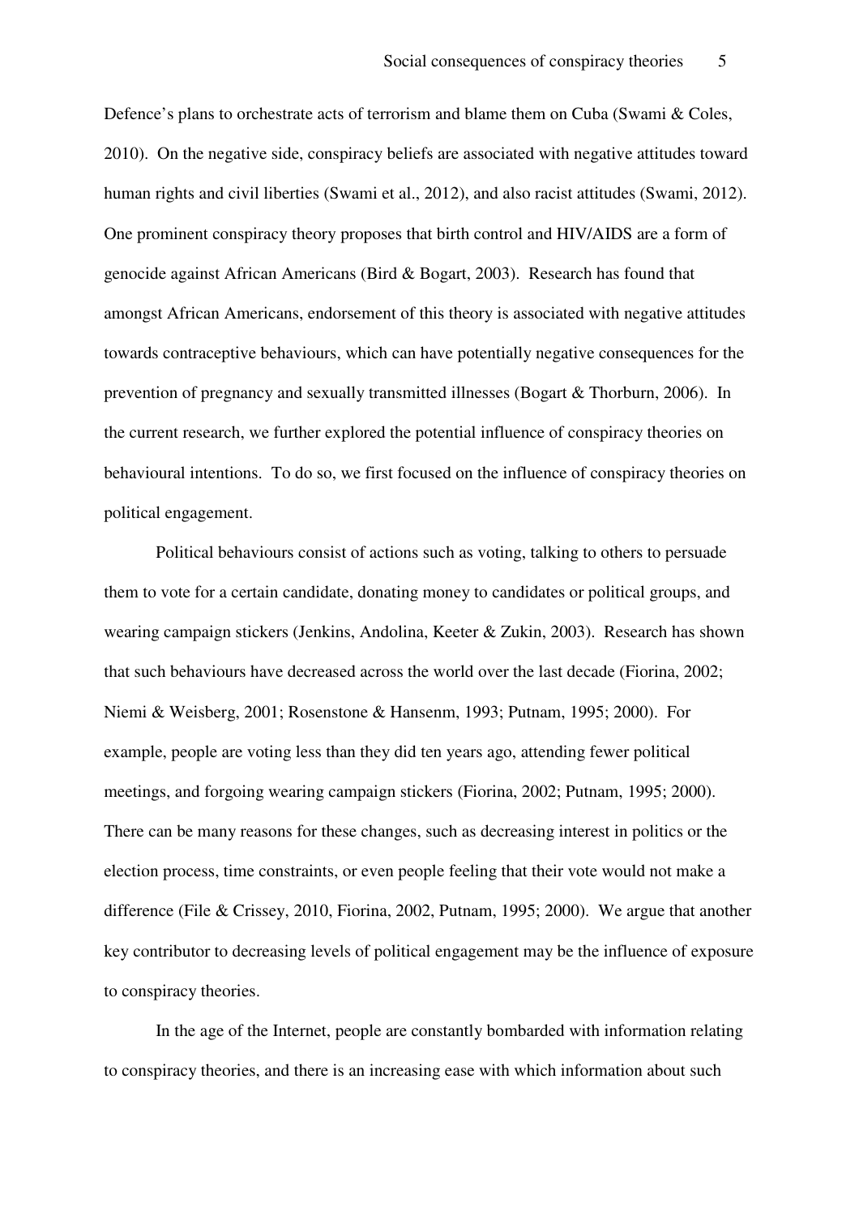Defence's plans to orchestrate acts of terrorism and blame them on Cuba (Swami & Coles, 2010). On the negative side, conspiracy beliefs are associated with negative attitudes toward human rights and civil liberties (Swami et al., 2012), and also racist attitudes (Swami, 2012). One prominent conspiracy theory proposes that birth control and HIV/AIDS are a form of genocide against African Americans (Bird & Bogart, 2003). Research has found that amongst African Americans, endorsement of this theory is associated with negative attitudes towards contraceptive behaviours, which can have potentially negative consequences for the prevention of pregnancy and sexually transmitted illnesses (Bogart & Thorburn, 2006). In the current research, we further explored the potential influence of conspiracy theories on behavioural intentions. To do so, we first focused on the influence of conspiracy theories on political engagement.

Political behaviours consist of actions such as voting, talking to others to persuade them to vote for a certain candidate, donating money to candidates or political groups, and wearing campaign stickers (Jenkins, Andolina, Keeter & Zukin, 2003). Research has shown that such behaviours have decreased across the world over the last decade (Fiorina, 2002; Niemi & Weisberg, 2001; Rosenstone & Hansenm, 1993; Putnam, 1995; 2000). For example, people are voting less than they did ten years ago, attending fewer political meetings, and forgoing wearing campaign stickers (Fiorina, 2002; Putnam, 1995; 2000). There can be many reasons for these changes, such as decreasing interest in politics or the election process, time constraints, or even people feeling that their vote would not make a difference (File & Crissey, 2010, Fiorina, 2002, Putnam, 1995; 2000). We argue that another key contributor to decreasing levels of political engagement may be the influence of exposure to conspiracy theories.

In the age of the Internet, people are constantly bombarded with information relating to conspiracy theories, and there is an increasing ease with which information about such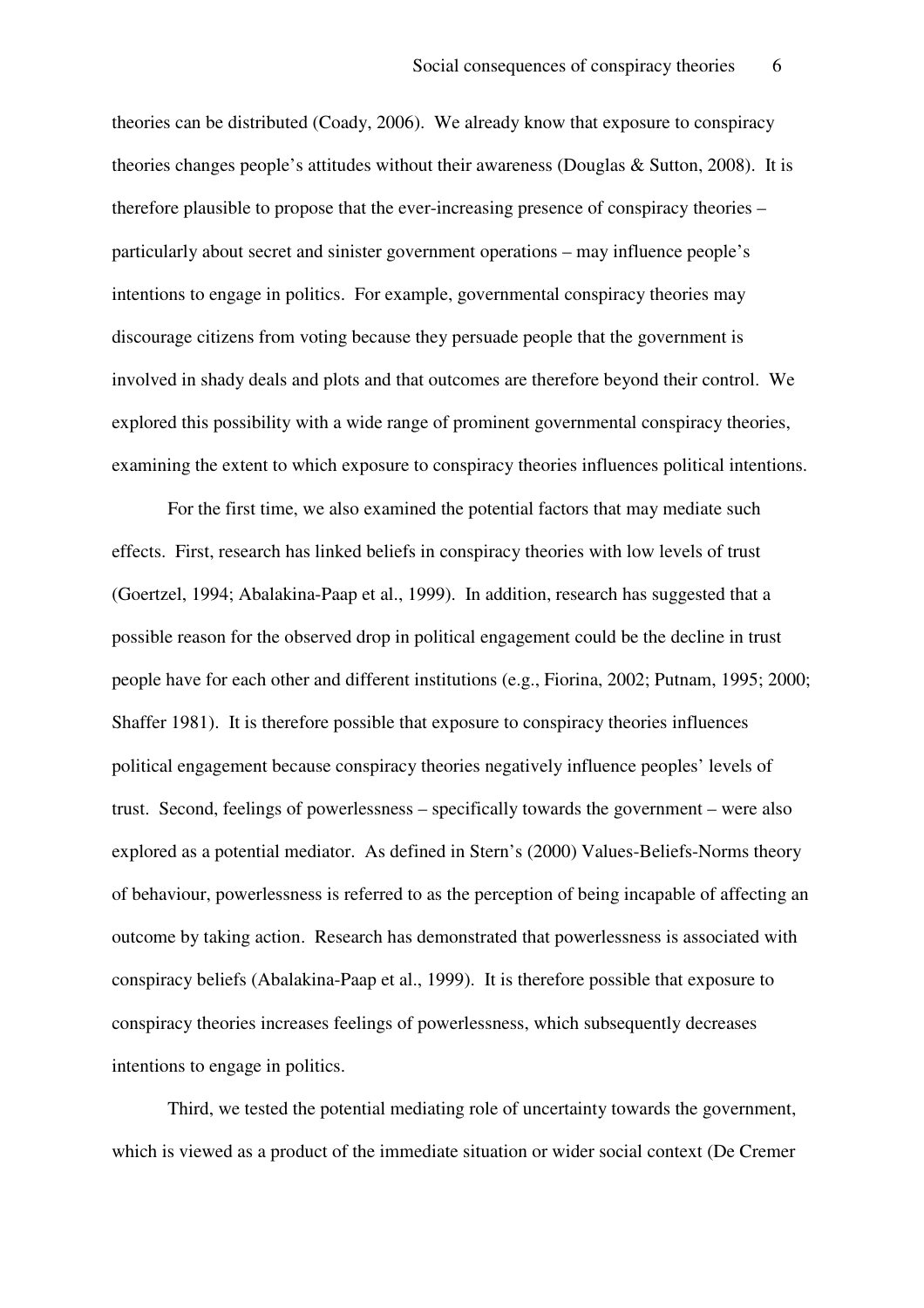theories can be distributed (Coady, 2006). We already know that exposure to conspiracy theories changes people's attitudes without their awareness (Douglas & Sutton, 2008). It is therefore plausible to propose that the ever-increasing presence of conspiracy theories – particularly about secret and sinister government operations – may influence people's intentions to engage in politics. For example, governmental conspiracy theories may discourage citizens from voting because they persuade people that the government is involved in shady deals and plots and that outcomes are therefore beyond their control. We explored this possibility with a wide range of prominent governmental conspiracy theories, examining the extent to which exposure to conspiracy theories influences political intentions.

For the first time, we also examined the potential factors that may mediate such effects. First, research has linked beliefs in conspiracy theories with low levels of trust (Goertzel, 1994; Abalakina-Paap et al., 1999). In addition, research has suggested that a possible reason for the observed drop in political engagement could be the decline in trust people have for each other and different institutions (e.g., Fiorina, 2002; Putnam, 1995; 2000; Shaffer 1981). It is therefore possible that exposure to conspiracy theories influences political engagement because conspiracy theories negatively influence peoples' levels of trust. Second, feelings of powerlessness – specifically towards the government – were also explored as a potential mediator. As defined in Stern's (2000) Values-Beliefs-Norms theory of behaviour, powerlessness is referred to as the perception of being incapable of affecting an outcome by taking action. Research has demonstrated that powerlessness is associated with conspiracy beliefs (Abalakina-Paap et al., 1999). It is therefore possible that exposure to conspiracy theories increases feelings of powerlessness, which subsequently decreases intentions to engage in politics.

Third, we tested the potential mediating role of uncertainty towards the government, which is viewed as a product of the immediate situation or wider social context (De Cremer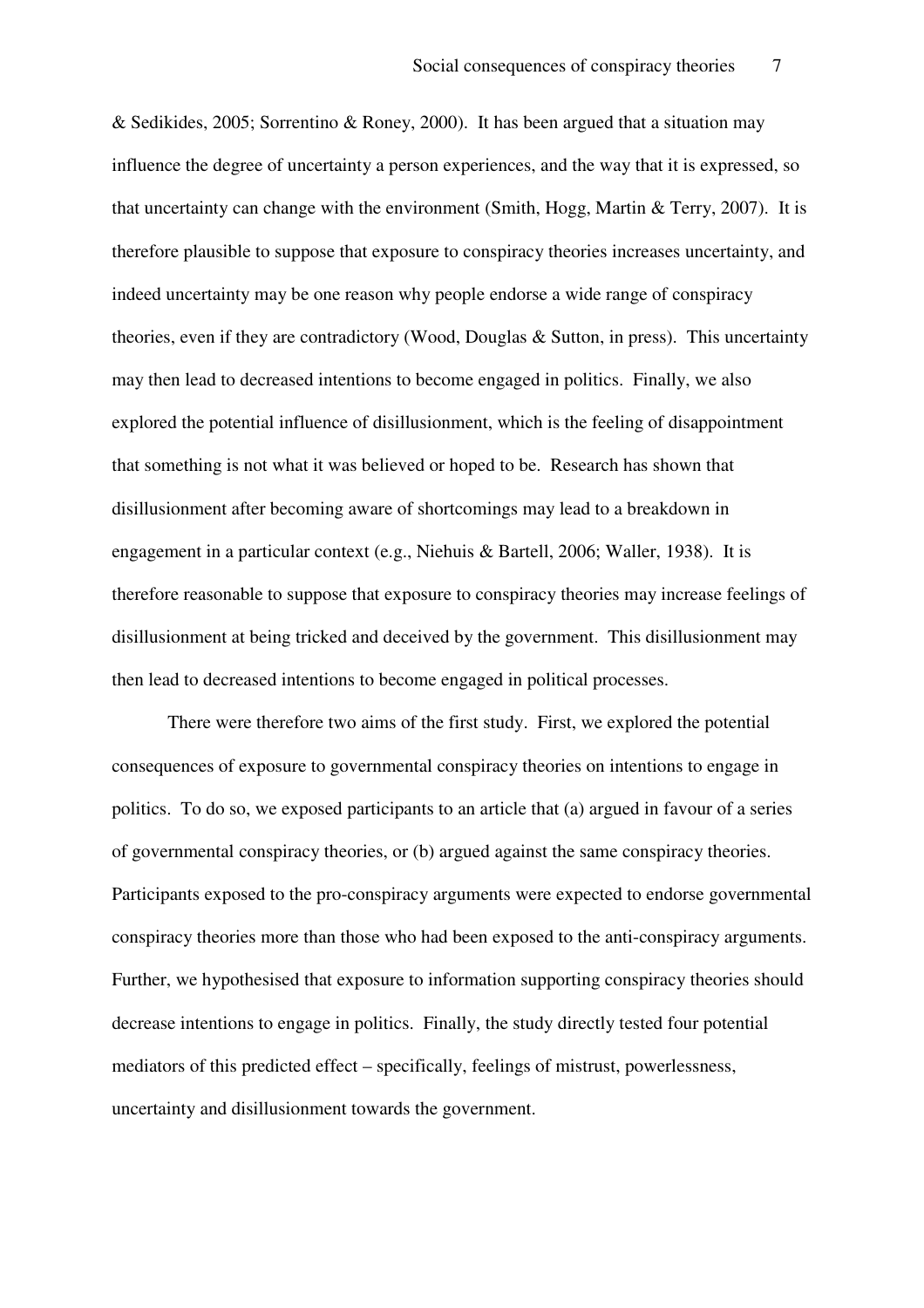& Sedikides, 2005; Sorrentino & Roney, 2000). It has been argued that a situation may influence the degree of uncertainty a person experiences, and the way that it is expressed, so that uncertainty can change with the environment (Smith, Hogg, Martin & Terry, 2007). It is therefore plausible to suppose that exposure to conspiracy theories increases uncertainty, and indeed uncertainty may be one reason why people endorse a wide range of conspiracy theories, even if they are contradictory (Wood, Douglas & Sutton, in press). This uncertainty may then lead to decreased intentions to become engaged in politics. Finally, we also explored the potential influence of disillusionment, which is the feeling of disappointment that something is not what it was believed or hoped to be. Research has shown that disillusionment after becoming aware of shortcomings may lead to a breakdown in engagement in a particular context (e.g., Niehuis & Bartell, 2006; Waller, 1938). It is therefore reasonable to suppose that exposure to conspiracy theories may increase feelings of disillusionment at being tricked and deceived by the government. This disillusionment may then lead to decreased intentions to become engaged in political processes.

There were therefore two aims of the first study. First, we explored the potential consequences of exposure to governmental conspiracy theories on intentions to engage in politics. To do so, we exposed participants to an article that (a) argued in favour of a series of governmental conspiracy theories, or (b) argued against the same conspiracy theories. Participants exposed to the pro-conspiracy arguments were expected to endorse governmental conspiracy theories more than those who had been exposed to the anti-conspiracy arguments. Further, we hypothesised that exposure to information supporting conspiracy theories should decrease intentions to engage in politics. Finally, the study directly tested four potential mediators of this predicted effect – specifically, feelings of mistrust, powerlessness, uncertainty and disillusionment towards the government.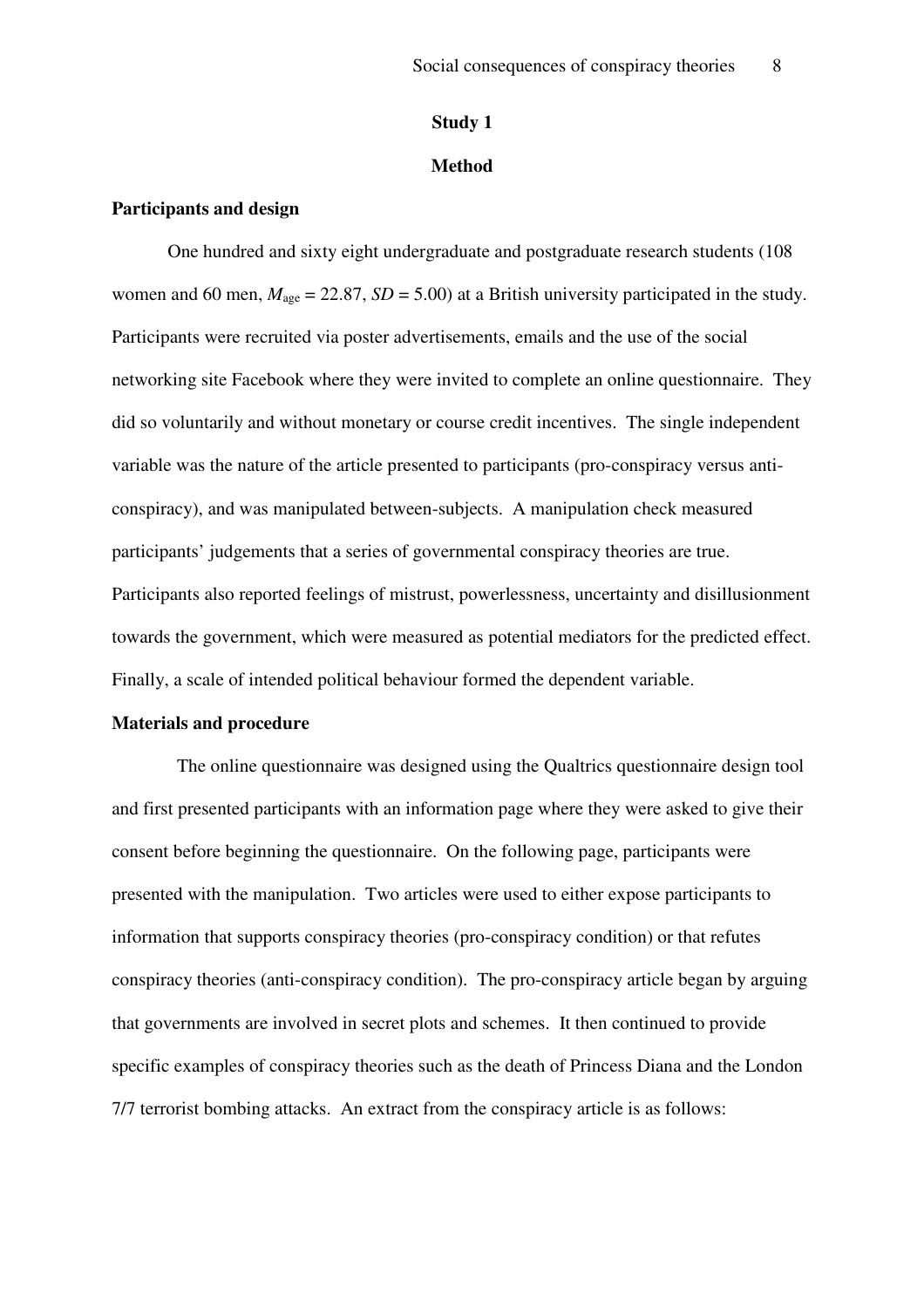## Study 1

### Method

### Participants and design

One hundred and sixty eight undergraduate and postgraduate research students (108 women and 60 men, $M_{age} = 22.87$, $SD = 5.00$) at a British university participated in the study. Participants were recruited via poster advertisements, emails and the use of the social networking site Facebook where they were invited to complete an online questionnaire. They did so voluntarily and without monetary or course credit incentives. The single independent variable was the nature of the article presented to participants (pro-conspiracy versus anti-conspiracy), and was manipulated between-subjects. A manipulation check measured participants' judgements that a series of governmental conspiracy theories are true. Participants also reported feelings of mistrust, powerlessness, uncertainty and disillusionment towards the government, which were measured as potential mediators for the predicted effect. Finally, a scale of intended political behaviour formed the dependent variable.

### Materials and procedure

The online questionnaire was designed using the Qualtrics questionnaire design tool and first presented participants with an information page where they were asked to give their consent before beginning the questionnaire. On the following page, participants were presented with the manipulation. Two articles were used to either expose participants to information that supports conspiracy theories (pro-conspiracy condition) or that refutes conspiracy theories (anti-conspiracy condition). The pro-conspiracy article began by arguing that governments are involved in secret plots and schemes. It then continued to provide specific examples of conspiracy theories such as the death of Princess Diana and the London 7/7 terrorist bombing attacks. An extract from the conspiracy article is as follows: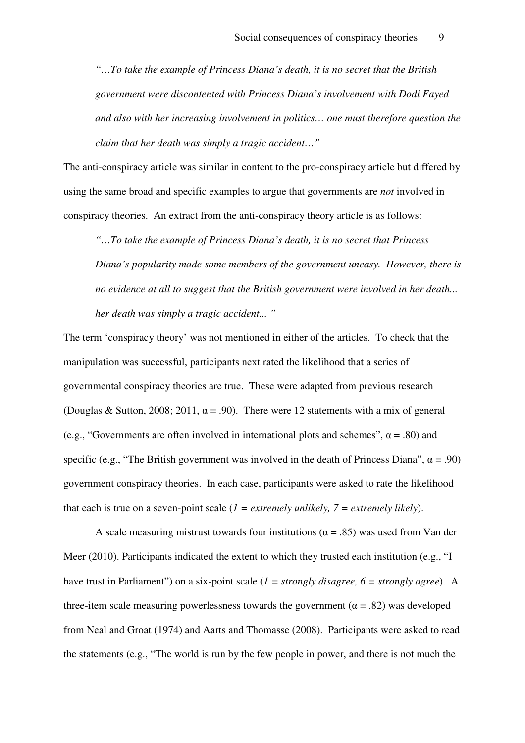> *"…To take the example of Princess Diana's death, it is no secret that the British government were discontented with Princess Diana's involvement with Dodi Fayed and also with her increasing involvement in politics… one must therefore question the claim that her death was simply a tragic accident…"*

The anti-conspiracy article was similar in content to the pro-conspiracy article but differed by using the same broad and specific examples to argue that governments are *not* involved in conspiracy theories. An extract from the anti-conspiracy theory article is as follows:

> *"…To take the example of Princess Diana's death, it is no secret that Princess Diana's popularity made some members of the government uneasy. However, there is no evidence at all to suggest that the British government were involved in her death... her death was simply a tragic accident... "*

The term 'conspiracy theory' was not mentioned in either of the articles. To check that the manipulation was successful, participants next rated the likelihood that a series of governmental conspiracy theories are true. These were adapted from previous research (Douglas & Sutton, 2008; 2011, $\alpha = .90$). There were 12 statements with a mix of general (e.g., "Governments are often involved in international plots and schemes", $\alpha = .80$) and specific (e.g., "The British government was involved in the death of Princess Diana", $\alpha = .90$) government conspiracy theories. In each case, participants were asked to rate the likelihood that each is true on a seven-point scale (*1 = extremely unlikely, 7 = extremely likely*).

A scale measuring mistrust towards four institutions ($\alpha = .85$) was used from Van der Meer (2010). Participants indicated the extent to which they trusted each institution (e.g., "I have trust in Parliament") on a six-point scale (*1 = strongly disagree, 6 = strongly agree*). A three-item scale measuring powerlessness towards the government ($\alpha = .82$) was developed from Neal and Groat (1974) and Aarts and Thomasse (2008). Participants were asked to read the statements (e.g., "The world is run by the few people in power, and there is not much the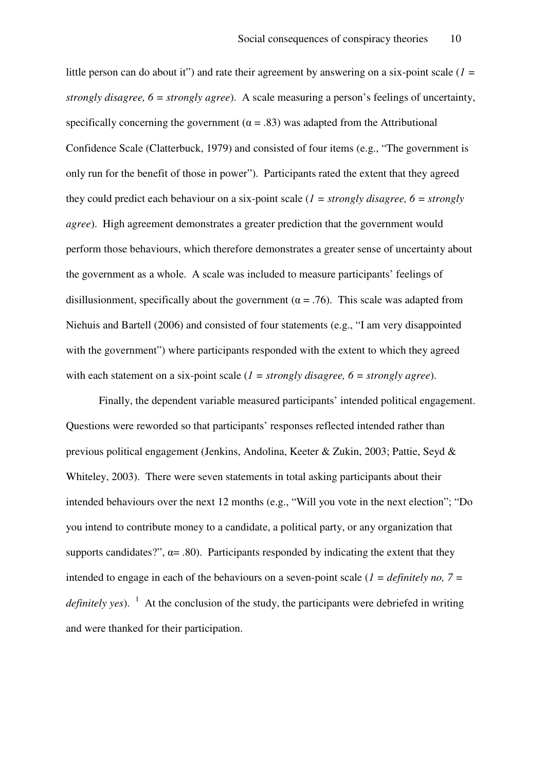little person can do about it") and rate their agreement by answering on a six-point scale (*1 = strongly disagree, 6 = strongly agree*). A scale measuring a person's feelings of uncertainty, specifically concerning the government ($\alpha = .83$) was adapted from the Attributional Confidence Scale (Clatterbuck, 1979) and consisted of four items (e.g., "The government is only run for the benefit of those in power"). Participants rated the extent that they agreed they could predict each behaviour on a six-point scale (*1 = strongly disagree, 6 = strongly agree*). High agreement demonstrates a greater prediction that the government would perform those behaviours, which therefore demonstrates a greater sense of uncertainty about the government as a whole. A scale was included to measure participants' feelings of disillusionment, specifically about the government ($\alpha = .76$). This scale was adapted from Niehuis and Bartell (2006) and consisted of four statements (e.g., "I am very disappointed with the government") where participants responded with the extent to which they agreed with each statement on a six-point scale (*1 = strongly disagree, 6 = strongly agree*).

Finally, the dependent variable measured participants' intended political engagement. Questions were reworded so that participants' responses reflected intended rather than previous political engagement (Jenkins, Andolina, Keeter & Zukin, 2003; Pattie, Seyd & Whiteley, 2003). There were seven statements in total asking participants about their intended behaviours over the next 12 months (e.g., "Will you vote in the next election"; "Do you intend to contribute money to a candidate, a political party, or any organization that supports candidates?", $\alpha = .80$). Participants responded by indicating the extent that they intended to engage in each of the behaviours on a seven-point scale (*1 = definitely no, 7 = definitely yes*). [1] At the conclusion of the study, the participants were debriefed in writing and were thanked for their participation.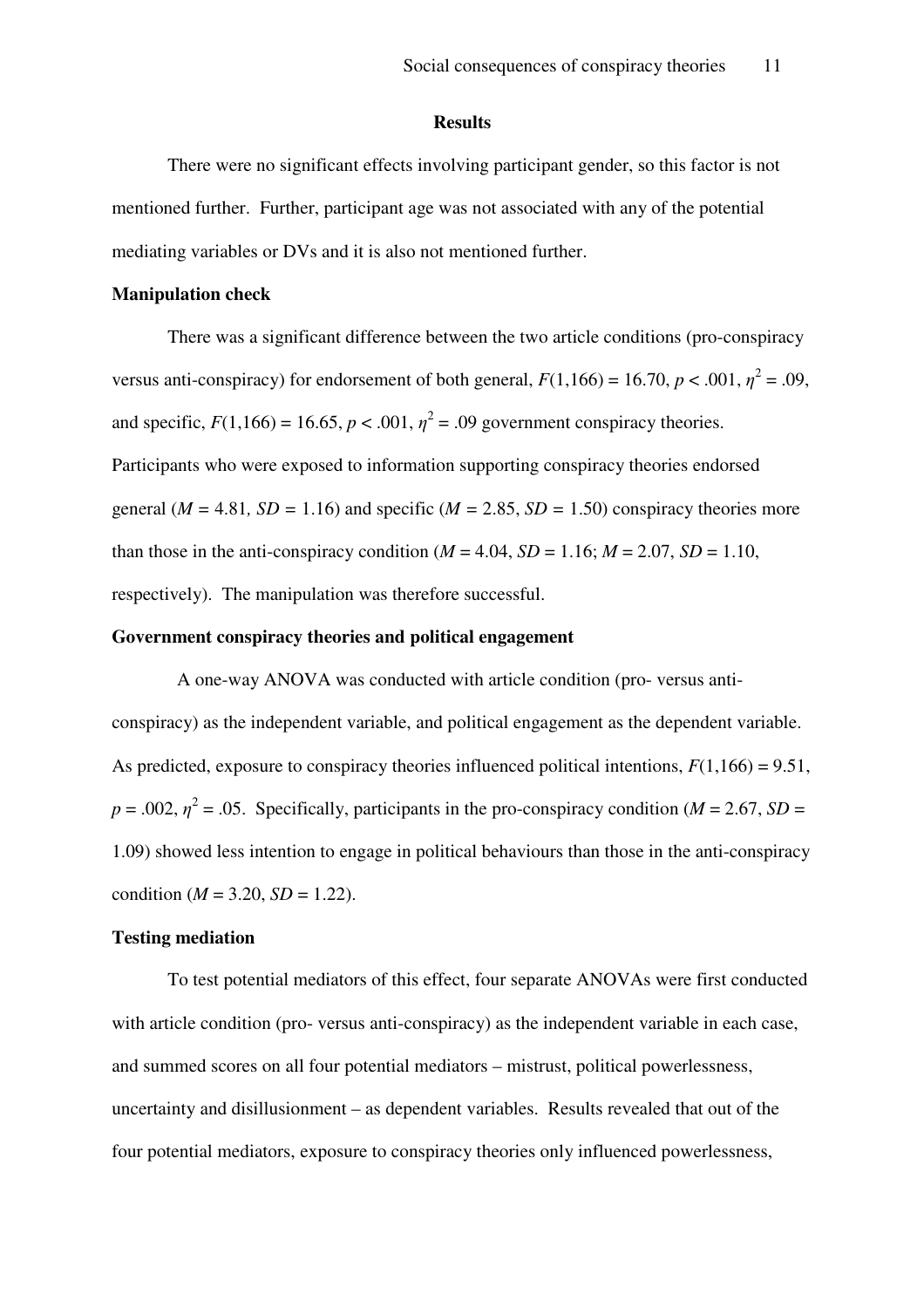## Results

There were no significant effects involving participant gender, so this factor is not mentioned further. Further, participant age was not associated with any of the potential mediating variables or DVs and it is also not mentioned further.

### Manipulation check

There was a significant difference between the two article conditions (pro-conspiracy versus anti-conspiracy) for endorsement of both general, $F(1,166) = 16.70$, $p < .001$, $\eta^2 = .09$, and specific, $F(1,166) = 16.65$, $p < .001$, $\eta^2 = .09$ government conspiracy theories. Participants who were exposed to information supporting conspiracy theories endorsed general ($M = 4.81$, $SD = 1.16$) and specific ($M = 2.85$, $SD = 1.50$) conspiracy theories more than those in the anti-conspiracy condition ($M = 4.04$, $SD = 1.16$; $M = 2.07$, $SD = 1.10$, respectively). The manipulation was therefore successful.

### Government conspiracy theories and political engagement

A one-way ANOVA was conducted with article condition (pro- versus anti-conspiracy) as the independent variable, and political engagement as the dependent variable. As predicted, exposure to conspiracy theories influenced political intentions, $F(1,166) = 9.51$, $p = .002$, $\eta^2 = .05$. Specifically, participants in the pro-conspiracy condition ($M = 2.67$, $SD = 1.09$) showed less intention to engage in political behaviours than those in the anti-conspiracy condition ($M = 3.20$, $SD = 1.22$).

### Testing mediation

To test potential mediators of this effect, four separate ANOVAs were first conducted with article condition (pro- versus anti-conspiracy) as the independent variable in each case, and summed scores on all four potential mediators – mistrust, political powerlessness, uncertainty and disillusionment – as dependent variables. Results revealed that out of the four potential mediators, exposure to conspiracy theories only influenced powerlessness,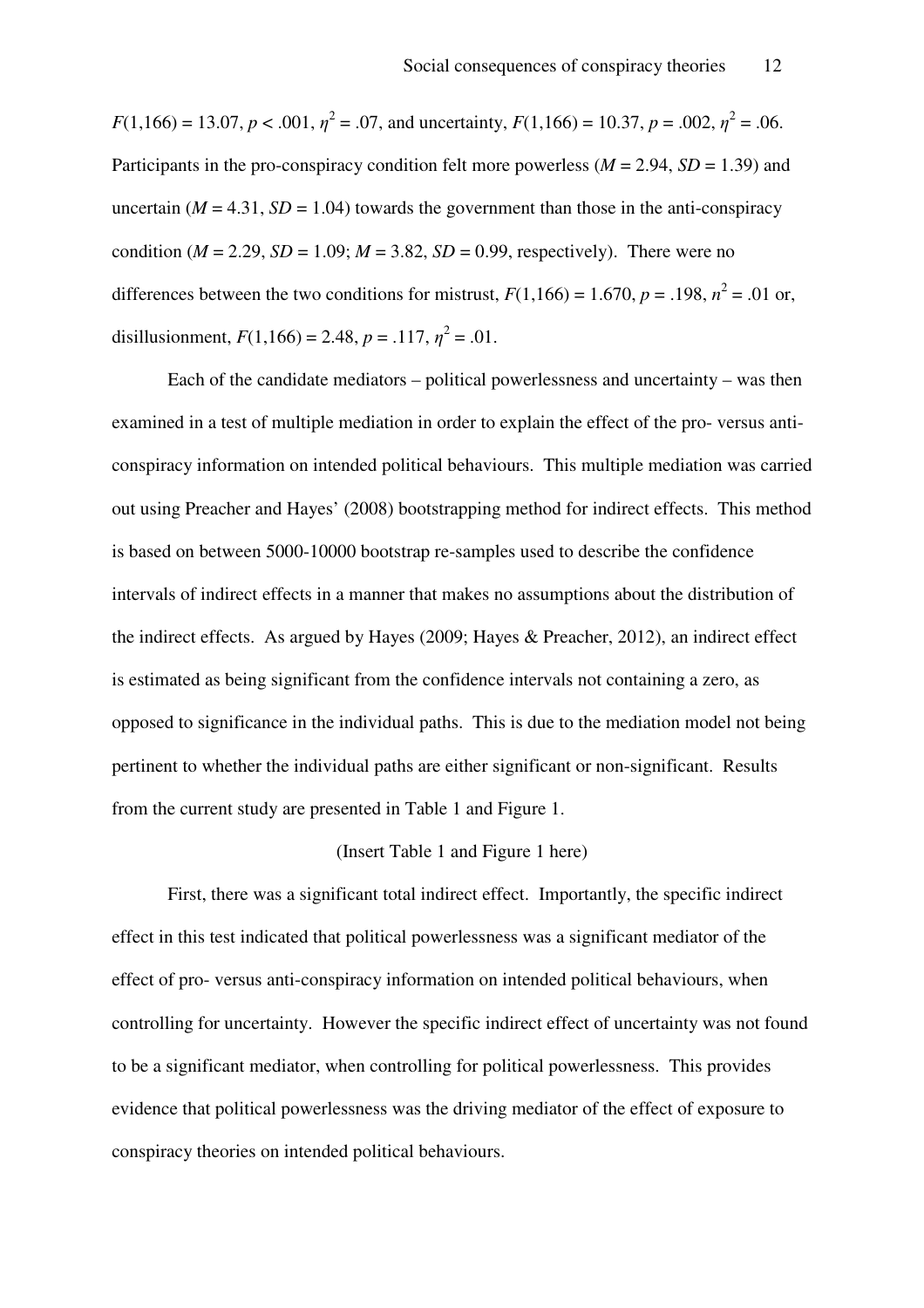$F(1,166) = 13.07$, $p < .001$, $\eta^2 = .07$, and uncertainty, $F(1,166) = 10.37$, $p = .002$, $\eta^2 = .06$. Participants in the pro-conspiracy condition felt more powerless ($M = 2.94$, $SD = 1.39$) and uncertain ($M = 4.31$, $SD = 1.04$) towards the government than those in the anti-conspiracy condition ($M = 2.29$, $SD = 1.09$; $M = 3.82$, $SD = 0.99$, respectively). There were no differences between the two conditions for mistrust, $F(1,166) = 1.670$, $p = .198$, $n^2 = .01$ or, disillusionment, $F(1,166) = 2.48$, $p = .117$, $\eta^2 = .01$.

Each of the candidate mediators – political powerlessness and uncertainty – was then examined in a test of multiple mediation in order to explain the effect of the pro- versus anti-conspiracy information on intended political behaviours. This multiple mediation was carried out using Preacher and Hayes' (2008) bootstrapping method for indirect effects. This method is based on between 5000-10000 bootstrap re-samples used to describe the confidence intervals of indirect effects in a manner that makes no assumptions about the distribution of the indirect effects. As argued by Hayes (2009; Hayes & Preacher, 2012), an indirect effect is estimated as being significant from the confidence intervals not containing a zero, as opposed to significance in the individual paths. This is due to the mediation model not being pertinent to whether the individual paths are either significant or non-significant. Results from the current study are presented in Table 1 and Figure 1.

(Insert Table 1 and Figure 1 here)

First, there was a significant total indirect effect. Importantly, the specific indirect effect in this test indicated that political powerlessness was a significant mediator of the effect of pro- versus anti-conspiracy information on intended political behaviours, when controlling for uncertainty. However the specific indirect effect of uncertainty was not found to be a significant mediator, when controlling for political powerlessness. This provides evidence that political powerlessness was the driving mediator of the effect of exposure to conspiracy theories on intended political behaviours.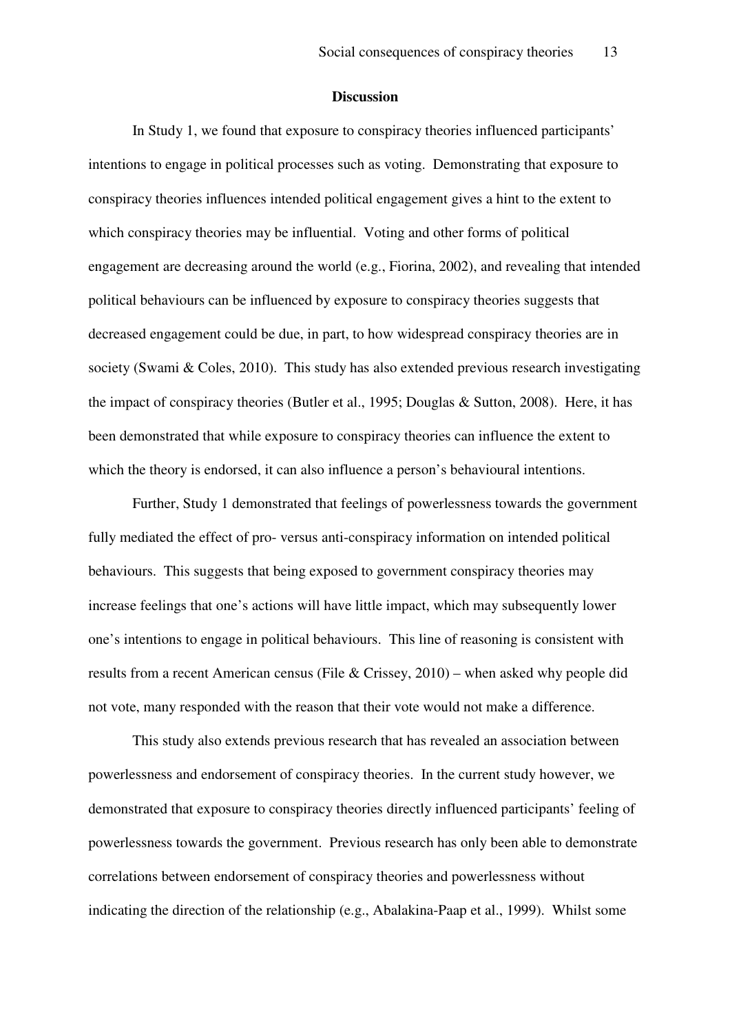## Discussion

In Study 1, we found that exposure to conspiracy theories influenced participants' intentions to engage in political processes such as voting. Demonstrating that exposure to conspiracy theories influences intended political engagement gives a hint to the extent to which conspiracy theories may be influential. Voting and other forms of political engagement are decreasing around the world (e.g., Fiorina, 2002), and revealing that intended political behaviours can be influenced by exposure to conspiracy theories suggests that decreased engagement could be due, in part, to how widespread conspiracy theories are in society (Swami & Coles, 2010). This study has also extended previous research investigating the impact of conspiracy theories (Butler et al., 1995; Douglas & Sutton, 2008). Here, it has been demonstrated that while exposure to conspiracy theories can influence the extent to which the theory is endorsed, it can also influence a person's behavioural intentions.

Further, Study 1 demonstrated that feelings of powerlessness towards the government fully mediated the effect of pro- versus anti-conspiracy information on intended political behaviours. This suggests that being exposed to government conspiracy theories may increase feelings that one's actions will have little impact, which may subsequently lower one's intentions to engage in political behaviours. This line of reasoning is consistent with results from a recent American census (File & Crissey, 2010) – when asked why people did not vote, many responded with the reason that their vote would not make a difference.

This study also extends previous research that has revealed an association between powerlessness and endorsement of conspiracy theories. In the current study however, we demonstrated that exposure to conspiracy theories directly influenced participants' feeling of powerlessness towards the government. Previous research has only been able to demonstrate correlations between endorsement of conspiracy theories and powerlessness without indicating the direction of the relationship (e.g., Abalakina-Paap et al., 1999). Whilst some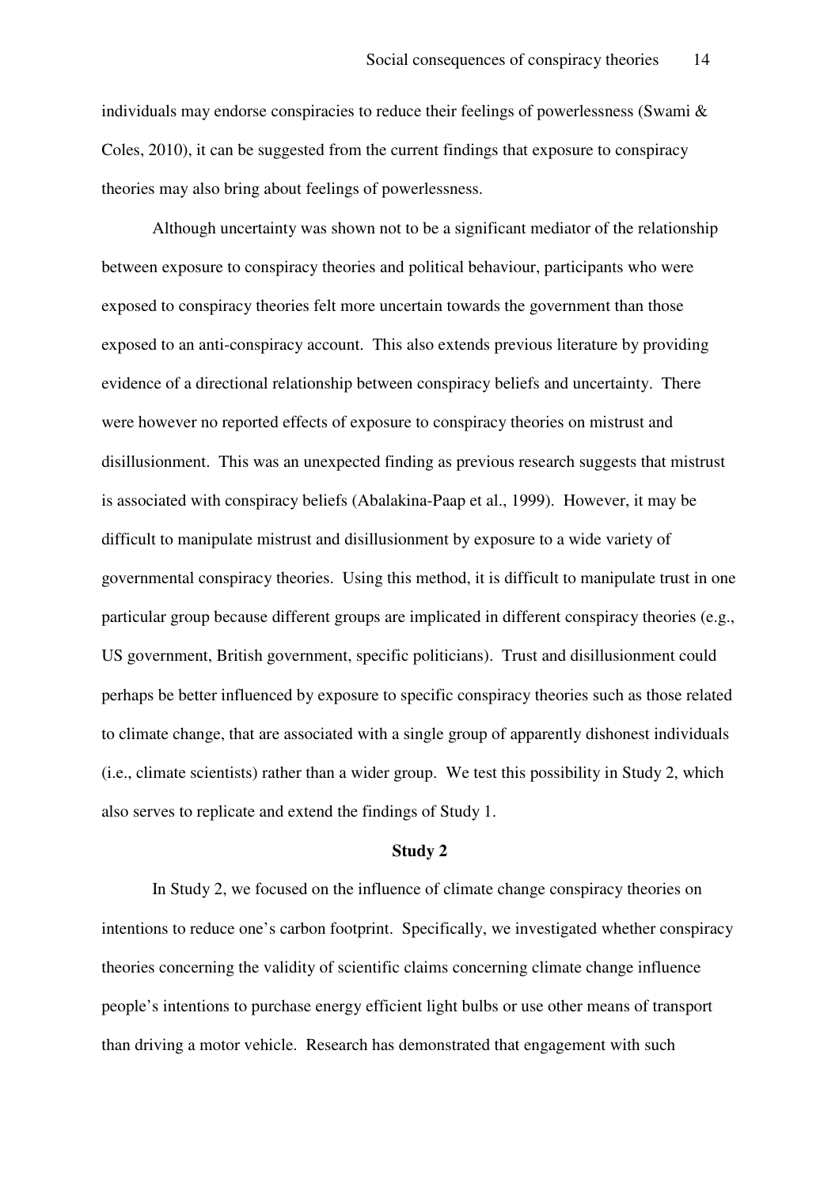individuals may endorse conspiracies to reduce their feelings of powerlessness (Swami & Coles, 2010), it can be suggested from the current findings that exposure to conspiracy theories may also bring about feelings of powerlessness.

Although uncertainty was shown not to be a significant mediator of the relationship between exposure to conspiracy theories and political behaviour, participants who were exposed to conspiracy theories felt more uncertain towards the government than those exposed to an anti-conspiracy account. This also extends previous literature by providing evidence of a directional relationship between conspiracy beliefs and uncertainty. There were however no reported effects of exposure to conspiracy theories on mistrust and disillusionment. This was an unexpected finding as previous research suggests that mistrust is associated with conspiracy beliefs (Abalakina-Paap et al., 1999). However, it may be difficult to manipulate mistrust and disillusionment by exposure to a wide variety of governmental conspiracy theories. Using this method, it is difficult to manipulate trust in one particular group because different groups are implicated in different conspiracy theories (e.g., US government, British government, specific politicians). Trust and disillusionment could perhaps be better influenced by exposure to specific conspiracy theories such as those related to climate change, that are associated with a single group of apparently dishonest individuals (i.e., climate scientists) rather than a wider group. We test this possibility in Study 2, which also serves to replicate and extend the findings of Study 1.

## Study 2

In Study 2, we focused on the influence of climate change conspiracy theories on intentions to reduce one's carbon footprint. Specifically, we investigated whether conspiracy theories concerning the validity of scientific claims concerning climate change influence people's intentions to purchase energy efficient light bulbs or use other means of transport than driving a motor vehicle. Research has demonstrated that engagement with such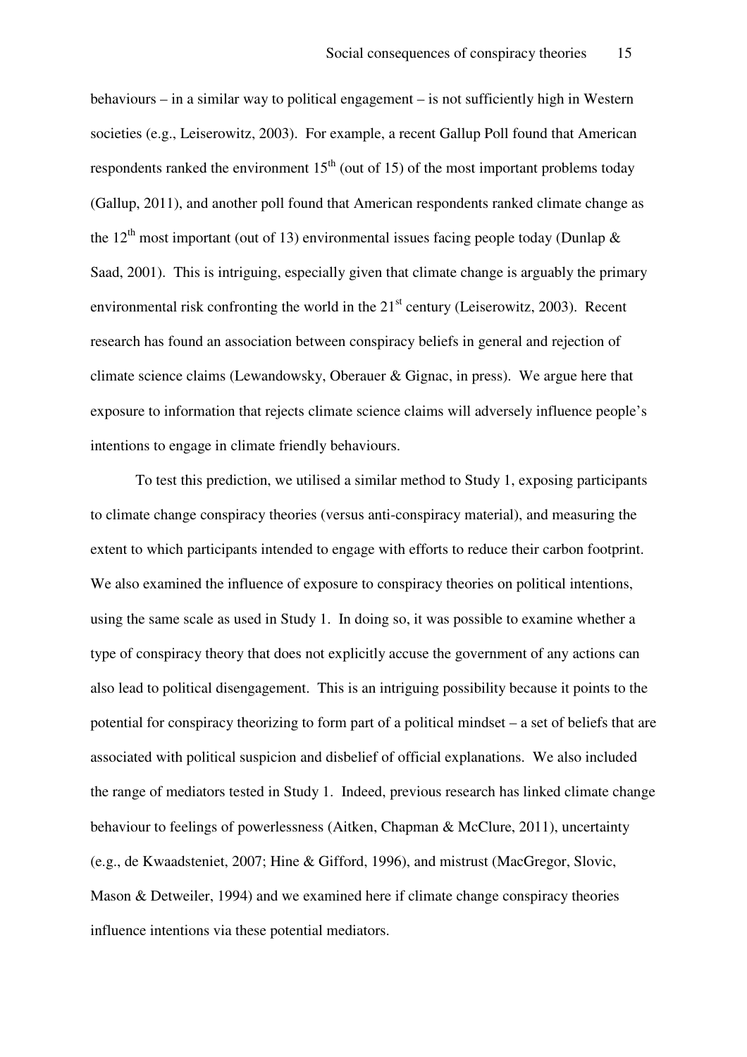behaviours – in a similar way to political engagement – is not sufficiently high in Western societies (e.g., Leiserowitz, 2003). For example, a recent Gallup Poll found that American respondents ranked the environment 15$^{th}$ (out of 15) of the most important problems today (Gallup, 2011), and another poll found that American respondents ranked climate change as the 12$^{th}$ most important (out of 13) environmental issues facing people today (Dunlap & Saad, 2001). This is intriguing, especially given that climate change is arguably the primary environmental risk confronting the world in the 21$^{st}$ century (Leiserowitz, 2003). Recent research has found an association between conspiracy beliefs in general and rejection of climate science claims (Lewandowsky, Oberauer & Gignac, in press). We argue here that exposure to information that rejects climate science claims will adversely influence people's intentions to engage in climate friendly behaviours.

To test this prediction, we utilised a similar method to Study 1, exposing participants to climate change conspiracy theories (versus anti-conspiracy material), and measuring the extent to which participants intended to engage with efforts to reduce their carbon footprint. We also examined the influence of exposure to conspiracy theories on political intentions, using the same scale as used in Study 1. In doing so, it was possible to examine whether a type of conspiracy theory that does not explicitly accuse the government of any actions can also lead to political disengagement. This is an intriguing possibility because it points to the potential for conspiracy theorizing to form part of a political mindset – a set of beliefs that are associated with political suspicion and disbelief of official explanations. We also included the range of mediators tested in Study 1. Indeed, previous research has linked climate change behaviour to feelings of powerlessness (Aitken, Chapman & McClure, 2011), uncertainty (e.g., de Kwaadsteniet, 2007; Hine & Gifford, 1996), and mistrust (MacGregor, Slovic, Mason & Detweiler, 1994) and we examined here if climate change conspiracy theories influence intentions via these potential mediators.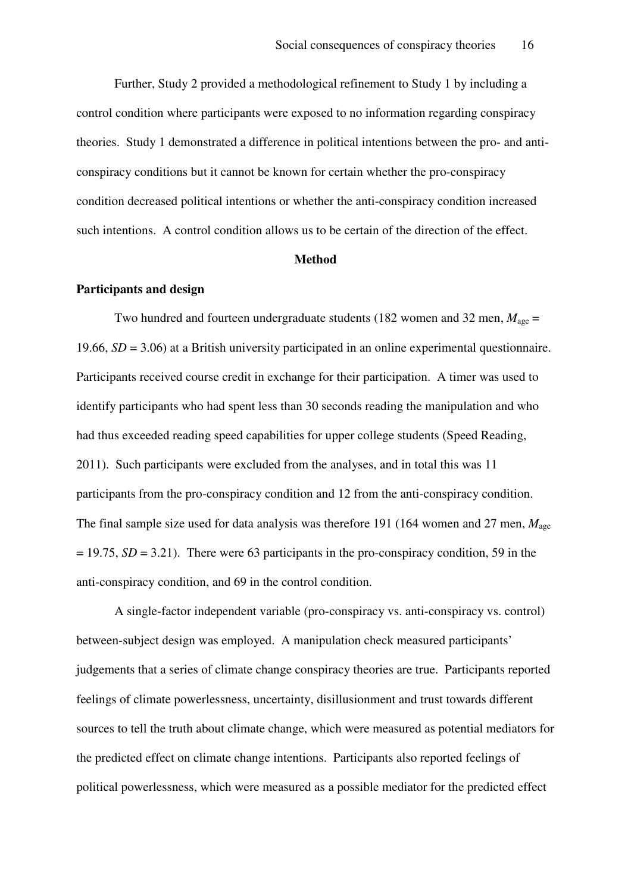Further, Study 2 provided a methodological refinement to Study 1 by including a control condition where participants were exposed to no information regarding conspiracy theories. Study 1 demonstrated a difference in political intentions between the pro- and anti-conspiracy conditions but it cannot be known for certain whether the pro-conspiracy condition decreased political intentions or whether the anti-conspiracy condition increased such intentions. A control condition allows us to be certain of the direction of the effect.

## Method

### Participants and design

Two hundred and fourteen undergraduate students (182 women and 32 men, $M_{age}$ = 19.66, $SD$ = 3.06) at a British university participated in an online experimental questionnaire. Participants received course credit in exchange for their participation. A timer was used to identify participants who had spent less than 30 seconds reading the manipulation and who had thus exceeded reading speed capabilities for upper college students (Speed Reading, 2011). Such participants were excluded from the analyses, and in total this was 11 participants from the pro-conspiracy condition and 12 from the anti-conspiracy condition. The final sample size used for data analysis was therefore 191 (164 women and 27 men, $M_{age}$ = 19.75, $SD$ = 3.21). There were 63 participants in the pro-conspiracy condition, 59 in the anti-conspiracy condition, and 69 in the control condition.

A single-factor independent variable (pro-conspiracy vs. anti-conspiracy vs. control) between-subject design was employed. A manipulation check measured participants' judgements that a series of climate change conspiracy theories are true. Participants reported feelings of climate powerlessness, uncertainty, disillusionment and trust towards different sources to tell the truth about climate change, which were measured as potential mediators for the predicted effect on climate change intentions. Participants also reported feelings of political powerlessness, which were measured as a possible mediator for the predicted effect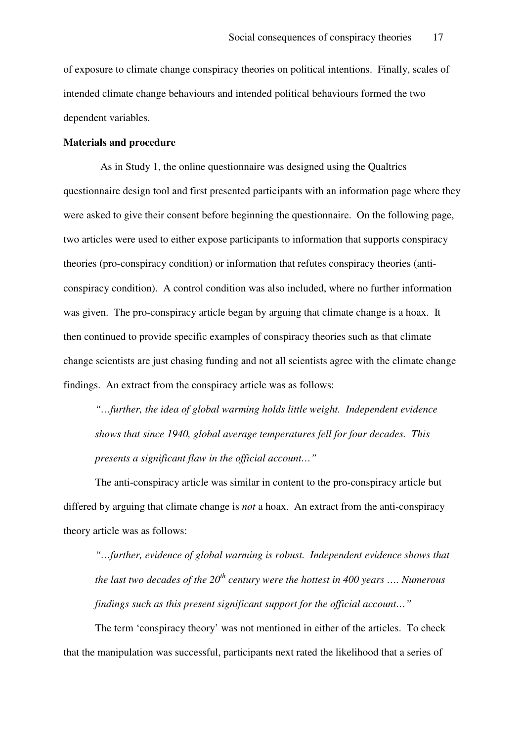of exposure to climate change conspiracy theories on political intentions. Finally, scales of intended climate change behaviours and intended political behaviours formed the two dependent variables.

**Materials and procedure**

As in Study 1, the online questionnaire was designed using the Qualtrics questionnaire design tool and first presented participants with an information page where they were asked to give their consent before beginning the questionnaire. On the following page, two articles were used to either expose participants to information that supports conspiracy theories (pro-conspiracy condition) or information that refutes conspiracy theories (anti-conspiracy condition). A control condition was also included, where no further information was given. The pro-conspiracy article began by arguing that climate change is a hoax. It then continued to provide specific examples of conspiracy theories such as that climate change scientists are just chasing funding and not all scientists agree with the climate change findings. An extract from the conspiracy article was as follows:

> *"…further, the idea of global warming holds little weight. Independent evidence shows that since 1940, global average temperatures fell for four decades. This presents a significant flaw in the official account…"*

The anti-conspiracy article was similar in content to the pro-conspiracy article but differed by arguing that climate change is *not* a hoax. An extract from the anti-conspiracy theory article was as follows:

> *"…further, evidence of global warming is robust. Independent evidence shows that the last two decades of the 20th century were the hottest in 400 years …. Numerous findings such as this present significant support for the official account…"*

The term 'conspiracy theory' was not mentioned in either of the articles. To check that the manipulation was successful, participants next rated the likelihood that a series of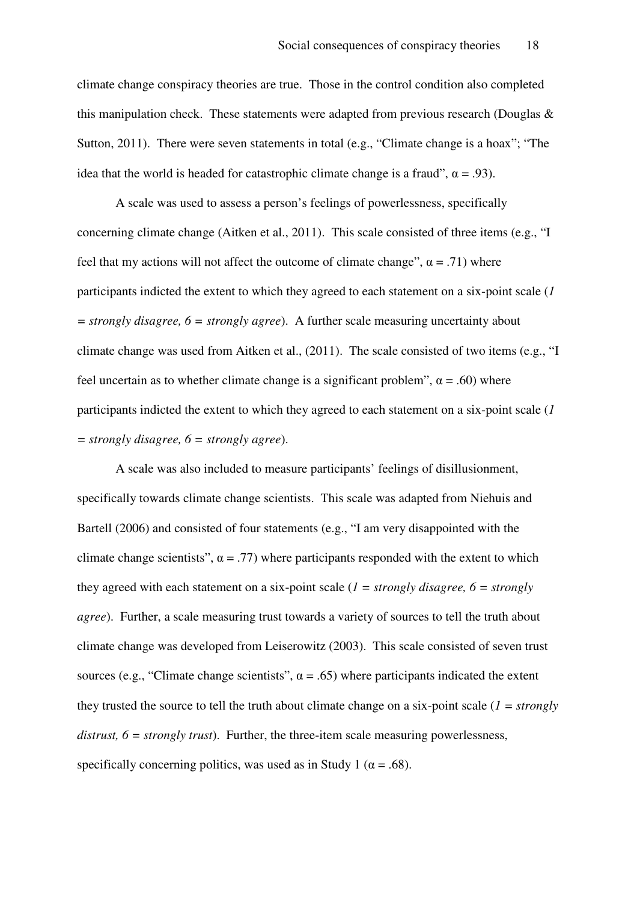climate change conspiracy theories are true. Those in the control condition also completed this manipulation check. These statements were adapted from previous research (Douglas & Sutton, 2011). There were seven statements in total (e.g., "Climate change is a hoax"; "The idea that the world is headed for catastrophic climate change is a fraud", $\alpha = .93$).

A scale was used to assess a person's feelings of powerlessness, specifically concerning climate change (Aitken et al., 2011). This scale consisted of three items (e.g., "I feel that my actions will not affect the outcome of climate change", $\alpha = .71$) where participants indicted the extent to which they agreed to each statement on a six-point scale (*1 = strongly disagree, 6 = strongly agree*). A further scale measuring uncertainty about climate change was used from Aitken et al., (2011). The scale consisted of two items (e.g., "I feel uncertain as to whether climate change is a significant problem", $\alpha = .60$) where participants indicted the extent to which they agreed to each statement on a six-point scale (*1 = strongly disagree, 6 = strongly agree*).

A scale was also included to measure participants' feelings of disillusionment, specifically towards climate change scientists. This scale was adapted from Niehuis and Bartell (2006) and consisted of four statements (e.g., "I am very disappointed with the climate change scientists", $\alpha = .77$) where participants responded with the extent to which they agreed with each statement on a six-point scale (*1 = strongly disagree, 6 = strongly agree*). Further, a scale measuring trust towards a variety of sources to tell the truth about climate change was developed from Leiserowitz (2003). This scale consisted of seven trust sources (e.g., "Climate change scientists", $\alpha = .65$) where participants indicated the extent they trusted the source to tell the truth about climate change on a six-point scale (*1 = strongly distrust, 6 = strongly trust*). Further, the three-item scale measuring powerlessness, specifically concerning politics, was used as in Study 1 ($\alpha = .68$).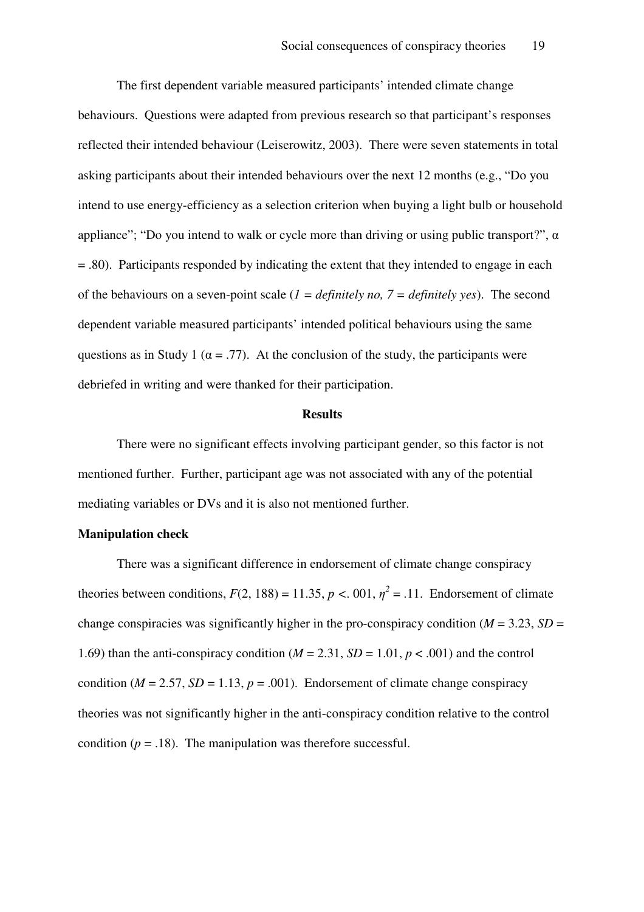The first dependent variable measured participants' intended climate change behaviours. Questions were adapted from previous research so that participant's responses reflected their intended behaviour (Leiserowitz, 2003). There were seven statements in total asking participants about their intended behaviours over the next 12 months (e.g., "Do you intend to use energy-efficiency as a selection criterion when buying a light bulb or household appliance"; "Do you intend to walk or cycle more than driving or using public transport?", $\alpha = .80$). Participants responded by indicating the extent that they intended to engage in each of the behaviours on a seven-point scale (*1 = definitely no, 7 = definitely yes*). The second dependent variable measured participants' intended political behaviours using the same questions as in Study 1 ($\alpha = .77$). At the conclusion of the study, the participants were debriefed in writing and were thanked for their participation.

## Results

There were no significant effects involving participant gender, so this factor is not mentioned further. Further, participant age was not associated with any of the potential mediating variables or DVs and it is also not mentioned further.

### Manipulation check

There was a significant difference in endorsement of climate change conspiracy theories between conditions, $F(2, 188) = 11.35$, $p < .001$, $\eta^2 = .11$. Endorsement of climate change conspiracies was significantly higher in the pro-conspiracy condition ($M = 3.23$, $SD = 1.69$) than the anti-conspiracy condition ($M = 2.31$, $SD = 1.01$, $p < .001$) and the control condition ($M = 2.57$, $SD = 1.13$, $p = .001$). Endorsement of climate change conspiracy theories was not significantly higher in the anti-conspiracy condition relative to the control condition ($p = .18$). The manipulation was therefore successful.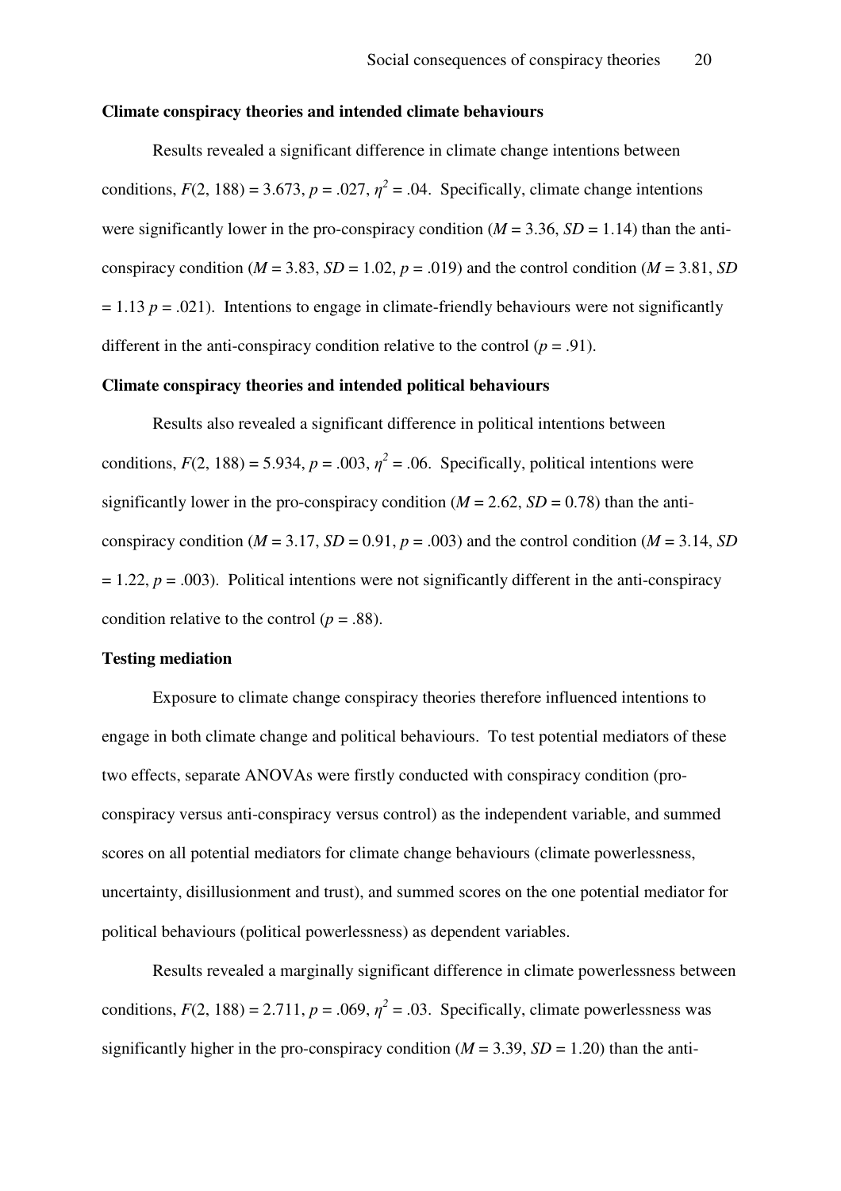**Climate conspiracy theories and intended climate behaviours**

Results revealed a significant difference in climate change intentions between conditions, $F(2, 188) = 3.673$, $p = .027$, $\eta^2 = .04$. Specifically, climate change intentions were significantly lower in the pro-conspiracy condition ($M = 3.36$, $SD = 1.14$) than the anti-conspiracy condition ($M = 3.83$, $SD = 1.02$, $p = .019$) and the control condition ($M = 3.81$, $SD = 1.13$ $p = .021$). Intentions to engage in climate-friendly behaviours were not significantly different in the anti-conspiracy condition relative to the control ($p = .91$).

**Climate conspiracy theories and intended political behaviours**

Results also revealed a significant difference in political intentions between conditions, $F(2, 188) = 5.934$, $p = .003$, $\eta^2 = .06$. Specifically, political intentions were significantly lower in the pro-conspiracy condition ($M = 2.62$, $SD = 0.78$) than the anti-conspiracy condition ($M = 3.17$, $SD = 0.91$, $p = .003$) and the control condition ($M = 3.14$, $SD = 1.22$, $p = .003$). Political intentions were not significantly different in the anti-conspiracy condition relative to the control ($p = .88$).

**Testing mediation**

Exposure to climate change conspiracy theories therefore influenced intentions to engage in both climate change and political behaviours. To test potential mediators of these two effects, separate ANOVAs were firstly conducted with conspiracy condition (pro-conspiracy versus anti-conspiracy versus control) as the independent variable, and summed scores on all potential mediators for climate change behaviours (climate powerlessness, uncertainty, disillusionment and trust), and summed scores on the one potential mediator for political behaviours (political powerlessness) as dependent variables.

Results revealed a marginally significant difference in climate powerlessness between conditions, $F(2, 188) = 2.711$, $p = .069$, $\eta^2 = .03$. Specifically, climate powerlessness was significantly higher in the pro-conspiracy condition ($M = 3.39$, $SD = 1.20$) than the anti-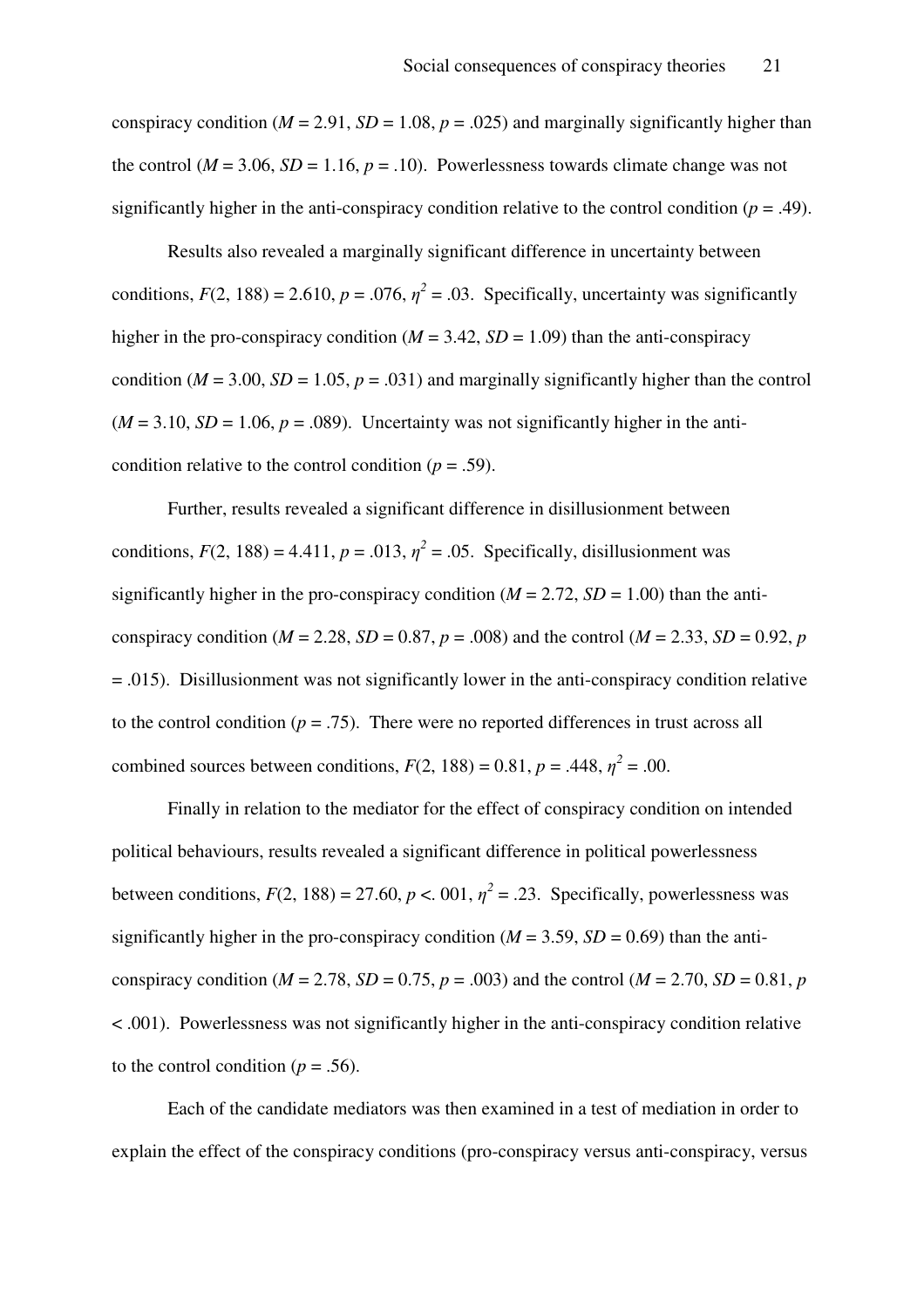conspiracy condition ($M = 2.91$, $SD = 1.08$, $p = .025$) and marginally significantly higher than the control ($M = 3.06$, $SD = 1.16$, $p = .10$). Powerlessness towards climate change was not significantly higher in the anti-conspiracy condition relative to the control condition ($p = .49$).

Results also revealed a marginally significant difference in uncertainty between conditions, $F(2, 188) = 2.610$, $p = .076$, $\eta^2 = .03$. Specifically, uncertainty was significantly higher in the pro-conspiracy condition ($M = 3.42$, $SD = 1.09$) than the anti-conspiracy condition ($M = 3.00$, $SD = 1.05$, $p = .031$) and marginally significantly higher than the control ($M = 3.10$, $SD = 1.06$, $p = .089$). Uncertainty was not significantly higher in the anti-condition relative to the control condition ($p = .59$).

Further, results revealed a significant difference in disillusionment between conditions, $F(2, 188) = 4.411$, $p = .013$, $\eta^2 = .05$. Specifically, disillusionment was significantly higher in the pro-conspiracy condition ($M = 2.72$, $SD = 1.00$) than the anti-conspiracy condition ($M = 2.28$, $SD = 0.87$, $p = .008$) and the control ($M = 2.33$, $SD = 0.92$, $p = .015$). Disillusionment was not significantly lower in the anti-conspiracy condition relative to the control condition ($p = .75$). There were no reported differences in trust across all combined sources between conditions, $F(2, 188) = 0.81$, $p = .448$, $\eta^2 = .00$.

Finally in relation to the mediator for the effect of conspiracy condition on intended political behaviours, results revealed a significant difference in political powerlessness between conditions, $F(2, 188) = 27.60$, $p <. 001$, $\eta^2 = .23$. Specifically, powerlessness was significantly higher in the pro-conspiracy condition ($M = 3.59$, $SD = 0.69$) than the anti-conspiracy condition ($M = 2.78$, $SD = 0.75$, $p = .003$) and the control ($M = 2.70$, $SD = 0.81$, $p < .001$). Powerlessness was not significantly higher in the anti-conspiracy condition relative to the control condition ($p = .56$).

Each of the candidate mediators was then examined in a test of mediation in order to explain the effect of the conspiracy conditions (pro-conspiracy versus anti-conspiracy, versus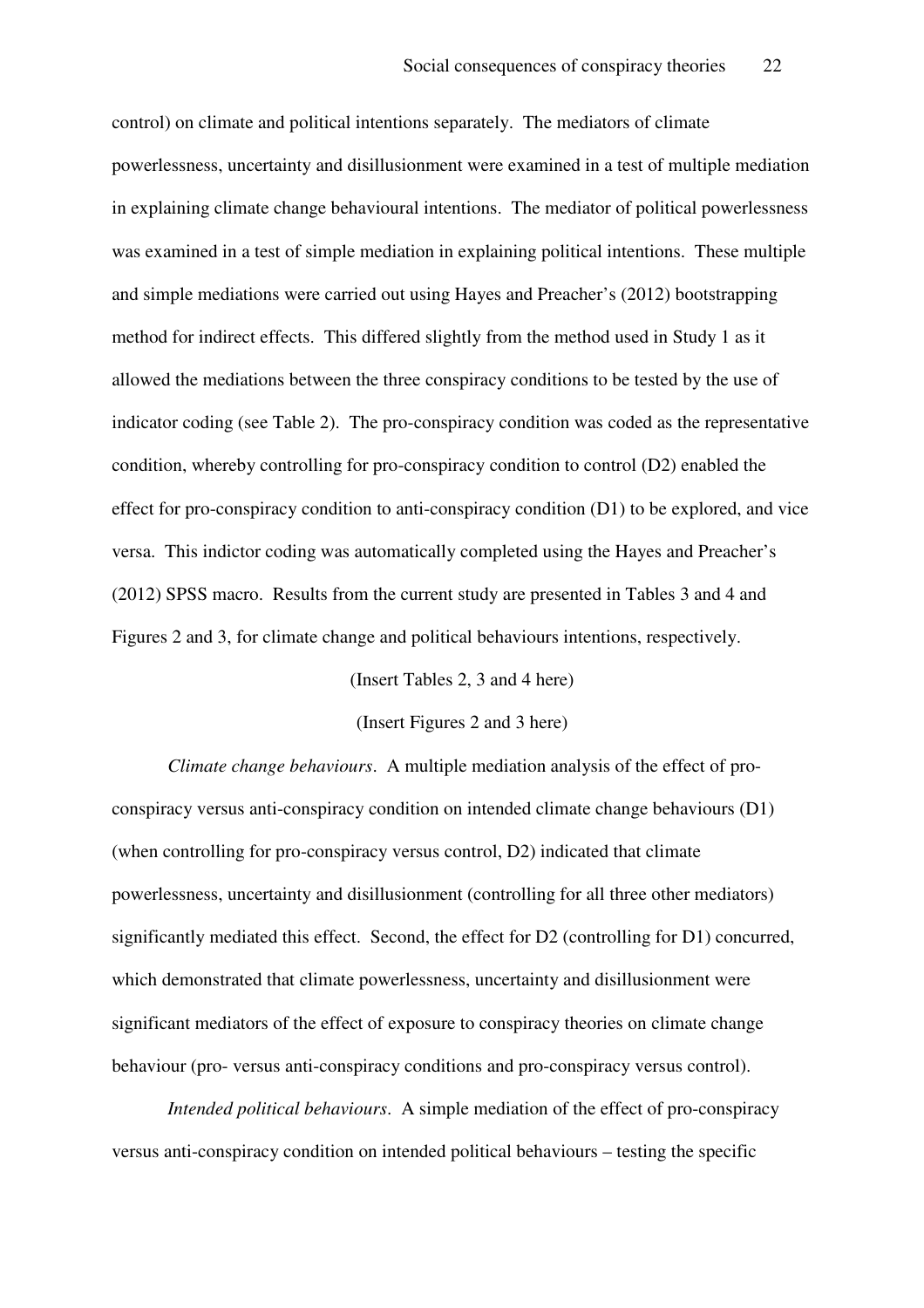control) on climate and political intentions separately. The mediators of climate powerlessness, uncertainty and disillusionment were examined in a test of multiple mediation in explaining climate change behavioural intentions. The mediator of political powerlessness was examined in a test of simple mediation in explaining political intentions. These multiple and simple mediations were carried out using Hayes and Preacher's (2012) bootstrapping method for indirect effects. This differed slightly from the method used in Study 1 as it allowed the mediations between the three conspiracy conditions to be tested by the use of indicator coding (see Table 2). The pro-conspiracy condition was coded as the representative condition, whereby controlling for pro-conspiracy condition to control (D2) enabled the effect for pro-conspiracy condition to anti-conspiracy condition (D1) to be explored, and vice versa. This indictor coding was automatically completed using the Hayes and Preacher's (2012) SPSS macro. Results from the current study are presented in Tables 3 and 4 and Figures 2 and 3, for climate change and political behaviours intentions, respectively.

(Insert Tables 2, 3 and 4 here)

(Insert Figures 2 and 3 here)

*Climate change behaviours*. A multiple mediation analysis of the effect of pro-conspiracy versus anti-conspiracy condition on intended climate change behaviours (D1) (when controlling for pro-conspiracy versus control, D2) indicated that climate powerlessness, uncertainty and disillusionment (controlling for all three other mediators) significantly mediated this effect. Second, the effect for D2 (controlling for D1) concurred, which demonstrated that climate powerlessness, uncertainty and disillusionment were significant mediators of the effect of exposure to conspiracy theories on climate change behaviour (pro- versus anti-conspiracy conditions and pro-conspiracy versus control).

*Intended political behaviours*. A simple mediation of the effect of pro-conspiracy versus anti-conspiracy condition on intended political behaviours – testing the specific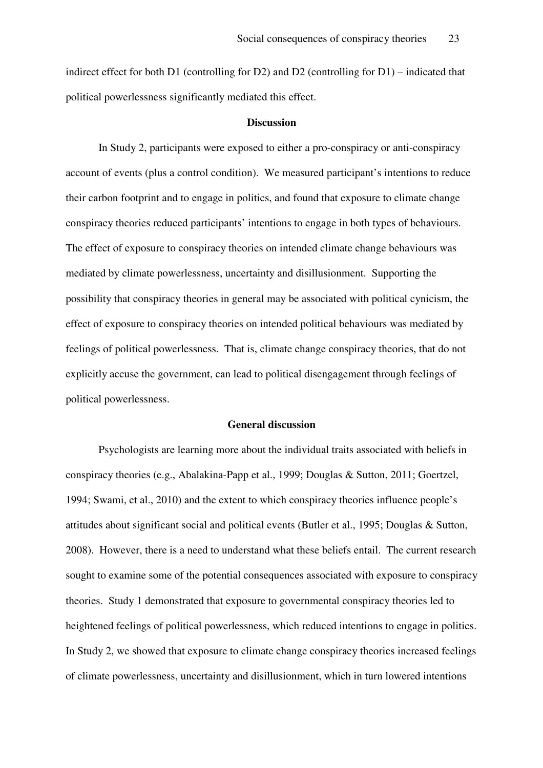indirect effect for both D1 (controlling for D2) and D2 (controlling for D1) – indicated that political powerlessness significantly mediated this effect.

### Discussion

In Study 2, participants were exposed to either a pro-conspiracy or anti-conspiracy account of events (plus a control condition). We measured participant's intentions to reduce their carbon footprint and to engage in politics, and found that exposure to climate change conspiracy theories reduced participants' intentions to engage in both types of behaviours. The effect of exposure to conspiracy theories on intended climate change behaviours was mediated by climate powerlessness, uncertainty and disillusionment. Supporting the possibility that conspiracy theories in general may be associated with political cynicism, the effect of exposure to conspiracy theories on intended political behaviours was mediated by feelings of political powerlessness. That is, climate change conspiracy theories, that do not explicitly accuse the government, can lead to political disengagement through feelings of political powerlessness.

## General discussion

Psychologists are learning more about the individual traits associated with beliefs in conspiracy theories (e.g., Abalakina-Papp et al., 1999; Douglas & Sutton, 2011; Goertzel, 1994; Swami, et al., 2010) and the extent to which conspiracy theories influence people's attitudes about significant social and political events (Butler et al., 1995; Douglas & Sutton, 2008). However, there is a need to understand what these beliefs entail. The current research sought to examine some of the potential consequences associated with exposure to conspiracy theories. Study 1 demonstrated that exposure to governmental conspiracy theories led to heightened feelings of political powerlessness, which reduced intentions to engage in politics. In Study 2, we showed that exposure to climate change conspiracy theories increased feelings of climate powerlessness, uncertainty and disillusionment, which in turn lowered intentions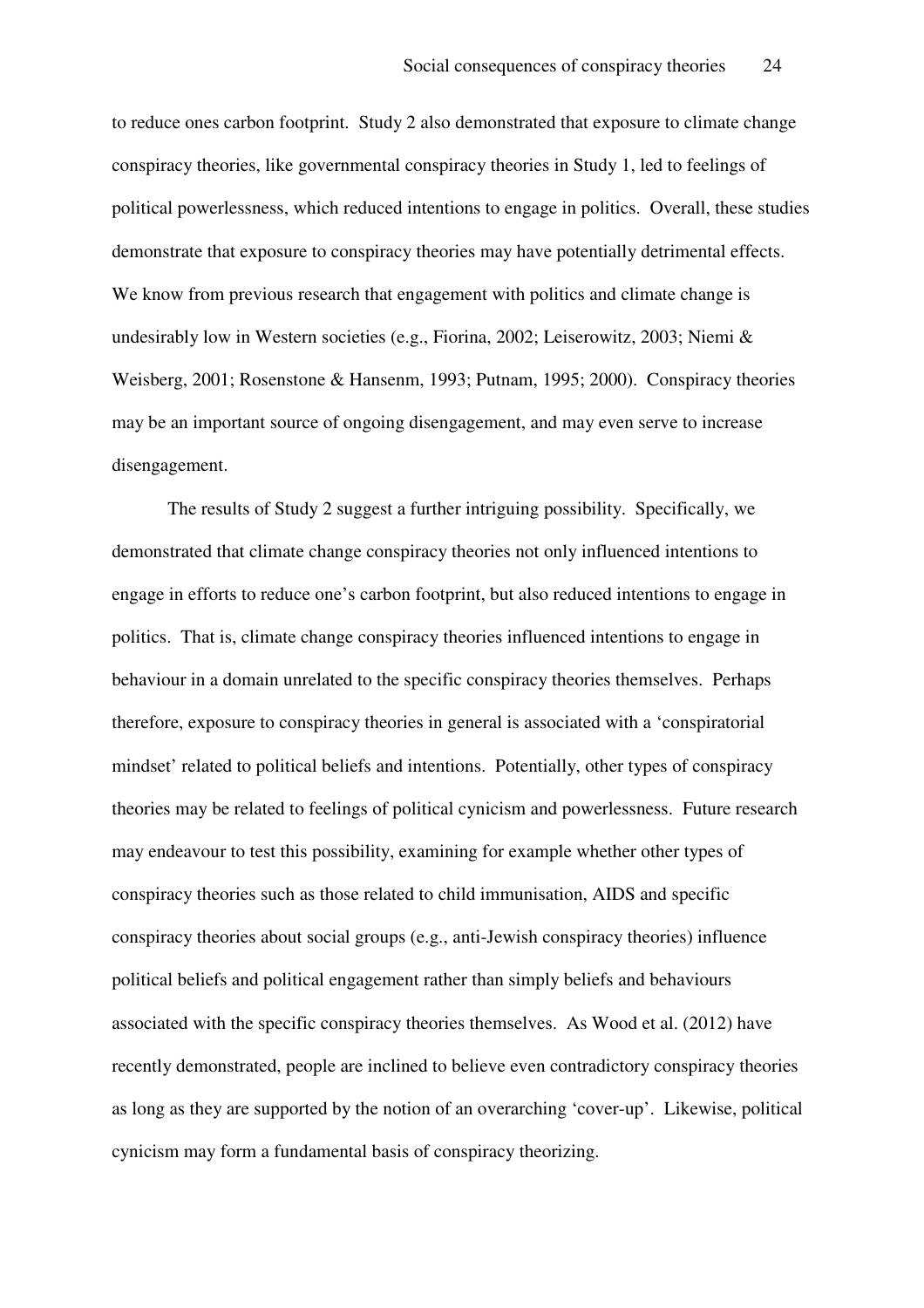to reduce ones carbon footprint. Study 2 also demonstrated that exposure to climate change conspiracy theories, like governmental conspiracy theories in Study 1, led to feelings of political powerlessness, which reduced intentions to engage in politics. Overall, these studies demonstrate that exposure to conspiracy theories may have potentially detrimental effects. We know from previous research that engagement with politics and climate change is undesirably low in Western societies (e.g., Fiorina, 2002; Leiserowitz, 2003; Niemi & Weisberg, 2001; Rosenstone & Hansenm, 1993; Putnam, 1995; 2000). Conspiracy theories may be an important source of ongoing disengagement, and may even serve to increase disengagement.

The results of Study 2 suggest a further intriguing possibility. Specifically, we demonstrated that climate change conspiracy theories not only influenced intentions to engage in efforts to reduce one's carbon footprint, but also reduced intentions to engage in politics. That is, climate change conspiracy theories influenced intentions to engage in behaviour in a domain unrelated to the specific conspiracy theories themselves. Perhaps therefore, exposure to conspiracy theories in general is associated with a 'conspiratorial mindset' related to political beliefs and intentions. Potentially, other types of conspiracy theories may be related to feelings of political cynicism and powerlessness. Future research may endeavour to test this possibility, examining for example whether other types of conspiracy theories such as those related to child immunisation, AIDS and specific conspiracy theories about social groups (e.g., anti-Jewish conspiracy theories) influence political beliefs and political engagement rather than simply beliefs and behaviours associated with the specific conspiracy theories themselves. As Wood et al. (2012) have recently demonstrated, people are inclined to believe even contradictory conspiracy theories as long as they are supported by the notion of an overarching 'cover-up'. Likewise, political cynicism may form a fundamental basis of conspiracy theorizing.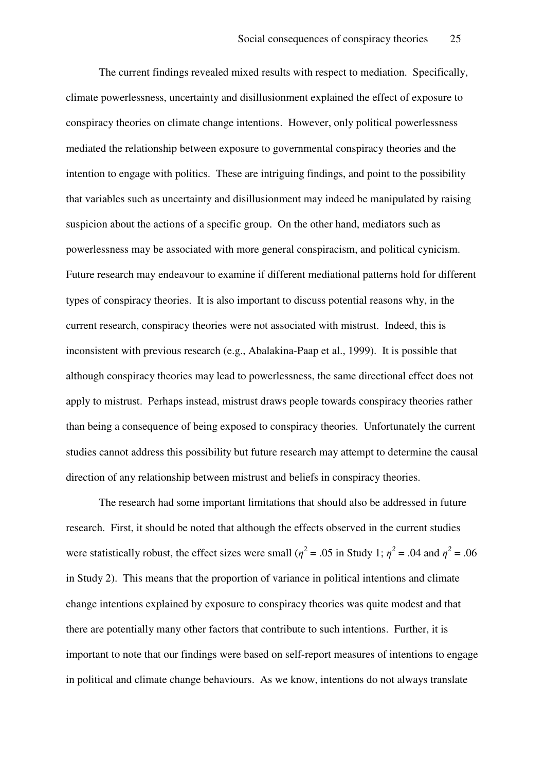The current findings revealed mixed results with respect to mediation. Specifically, climate powerlessness, uncertainty and disillusionment explained the effect of exposure to conspiracy theories on climate change intentions. However, only political powerlessness mediated the relationship between exposure to governmental conspiracy theories and the intention to engage with politics. These are intriguing findings, and point to the possibility that variables such as uncertainty and disillusionment may indeed be manipulated by raising suspicion about the actions of a specific group. On the other hand, mediators such as powerlessness may be associated with more general conspiracism, and political cynicism. Future research may endeavour to examine if different mediational patterns hold for different types of conspiracy theories. It is also important to discuss potential reasons why, in the current research, conspiracy theories were not associated with mistrust. Indeed, this is inconsistent with previous research (e.g., Abalakina-Paap et al., 1999). It is possible that although conspiracy theories may lead to powerlessness, the same directional effect does not apply to mistrust. Perhaps instead, mistrust draws people towards conspiracy theories rather than being a consequence of being exposed to conspiracy theories. Unfortunately the current studies cannot address this possibility but future research may attempt to determine the causal direction of any relationship between mistrust and beliefs in conspiracy theories.

The research had some important limitations that should also be addressed in future research. First, it should be noted that although the effects observed in the current studies were statistically robust, the effect sizes were small ($\eta^2 = .05$ in Study 1; $\eta^2 = .04$ and $\eta^2 = .06$ in Study 2). This means that the proportion of variance in political intentions and climate change intentions explained by exposure to conspiracy theories was quite modest and that there are potentially many other factors that contribute to such intentions. Further, it is important to note that our findings were based on self-report measures of intentions to engage in political and climate change behaviours. As we know, intentions do not always translate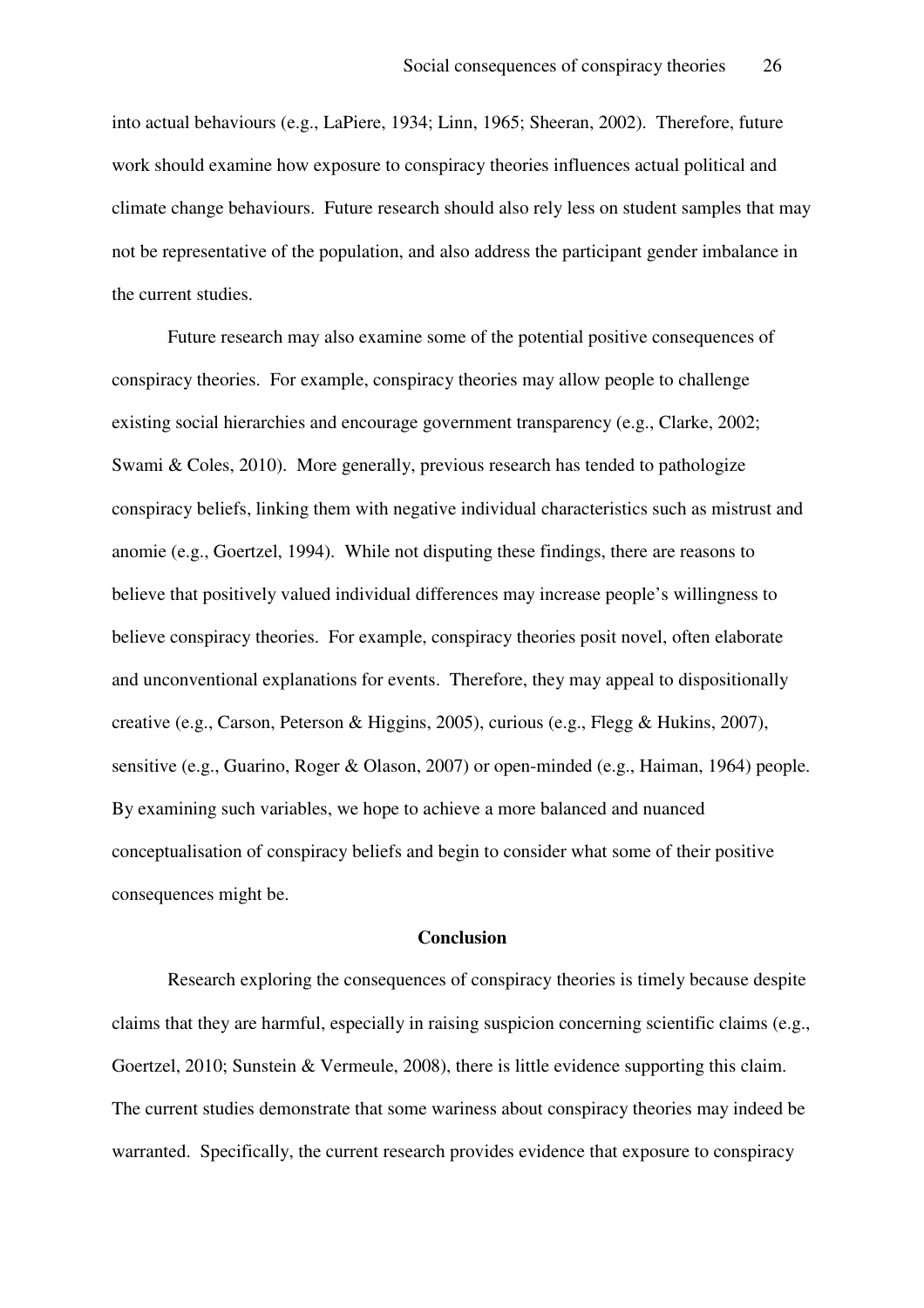into actual behaviours (e.g., LaPiere, 1934; Linn, 1965; Sheeran, 2002). Therefore, future work should examine how exposure to conspiracy theories influences actual political and climate change behaviours. Future research should also rely less on student samples that may not be representative of the population, and also address the participant gender imbalance in the current studies.

Future research may also examine some of the potential positive consequences of conspiracy theories. For example, conspiracy theories may allow people to challenge existing social hierarchies and encourage government transparency (e.g., Clarke, 2002; Swami & Coles, 2010). More generally, previous research has tended to pathologize conspiracy beliefs, linking them with negative individual characteristics such as mistrust and anomie (e.g., Goertzel, 1994). While not disputing these findings, there are reasons to believe that positively valued individual differences may increase people's willingness to believe conspiracy theories. For example, conspiracy theories posit novel, often elaborate and unconventional explanations for events. Therefore, they may appeal to dispositionally creative (e.g., Carson, Peterson & Higgins, 2005), curious (e.g., Flegg & Hukins, 2007), sensitive (e.g., Guarino, Roger & Olason, 2007) or open-minded (e.g., Haiman, 1964) people. By examining such variables, we hope to achieve a more balanced and nuanced conceptualisation of conspiracy beliefs and begin to consider what some of their positive consequences might be.

## Conclusion

Research exploring the consequences of conspiracy theories is timely because despite claims that they are harmful, especially in raising suspicion concerning scientific claims (e.g., Goertzel, 2010; Sunstein & Vermeule, 2008), there is little evidence supporting this claim. The current studies demonstrate that some wariness about conspiracy theories may indeed be warranted. Specifically, the current research provides evidence that exposure to conspiracy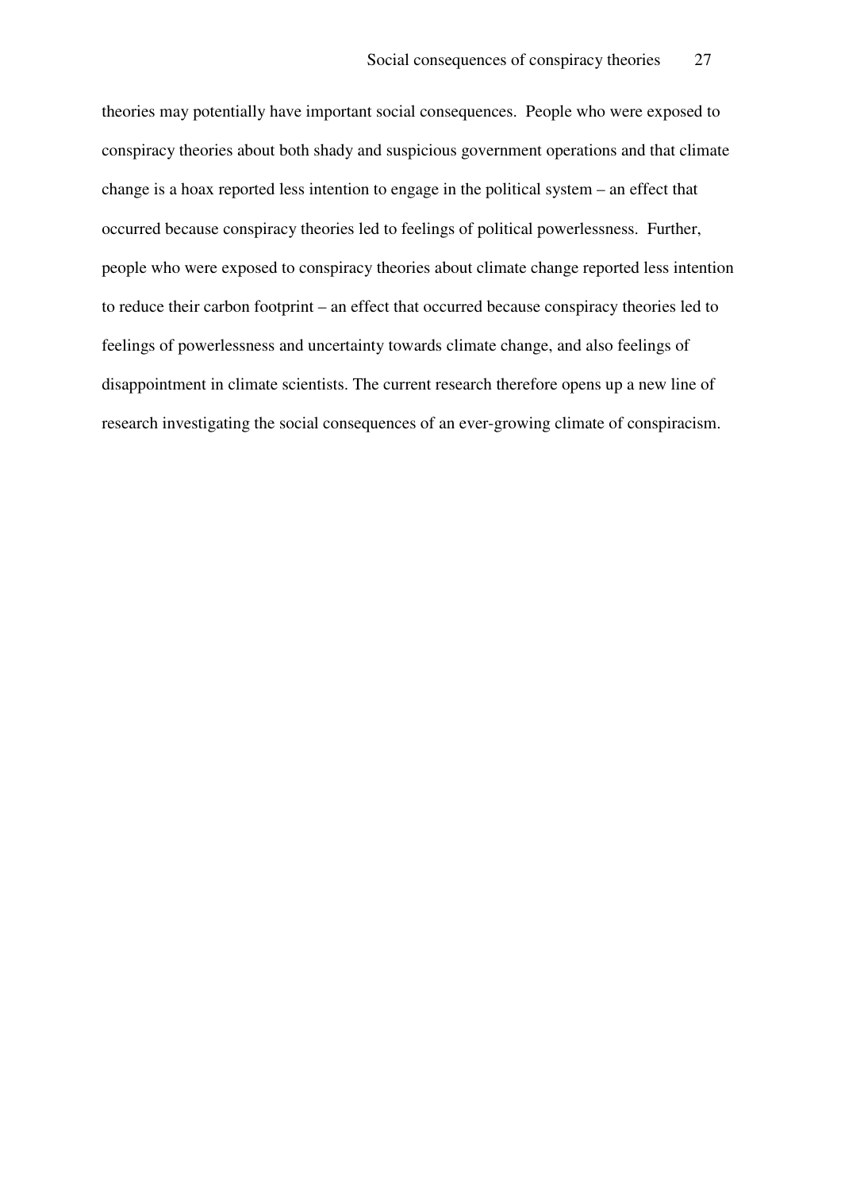theories may potentially have important social consequences. People who were exposed to conspiracy theories about both shady and suspicious government operations and that climate change is a hoax reported less intention to engage in the political system – an effect that occurred because conspiracy theories led to feelings of political powerlessness. Further, people who were exposed to conspiracy theories about climate change reported less intention to reduce their carbon footprint – an effect that occurred because conspiracy theories led to feelings of powerlessness and uncertainty towards climate change, and also feelings of disappointment in climate scientists. The current research therefore opens up a new line of research investigating the social consequences of an ever-growing climate of conspiracism.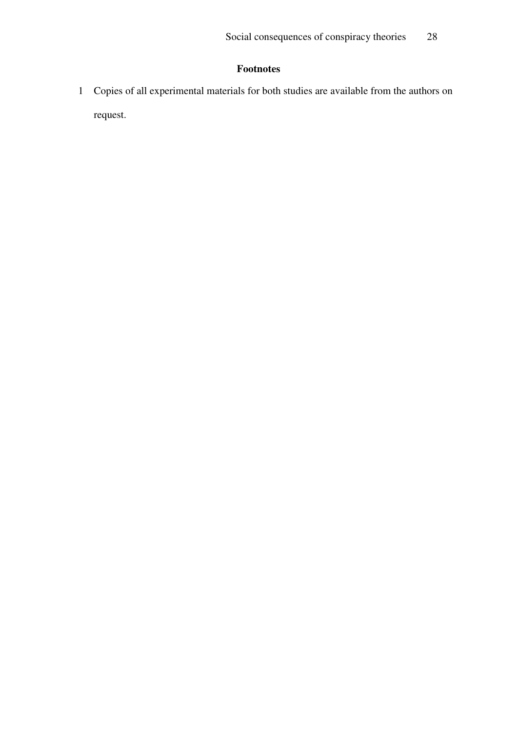## Footnotes

1 Copies of all experimental materials for both studies are available from the authors on request.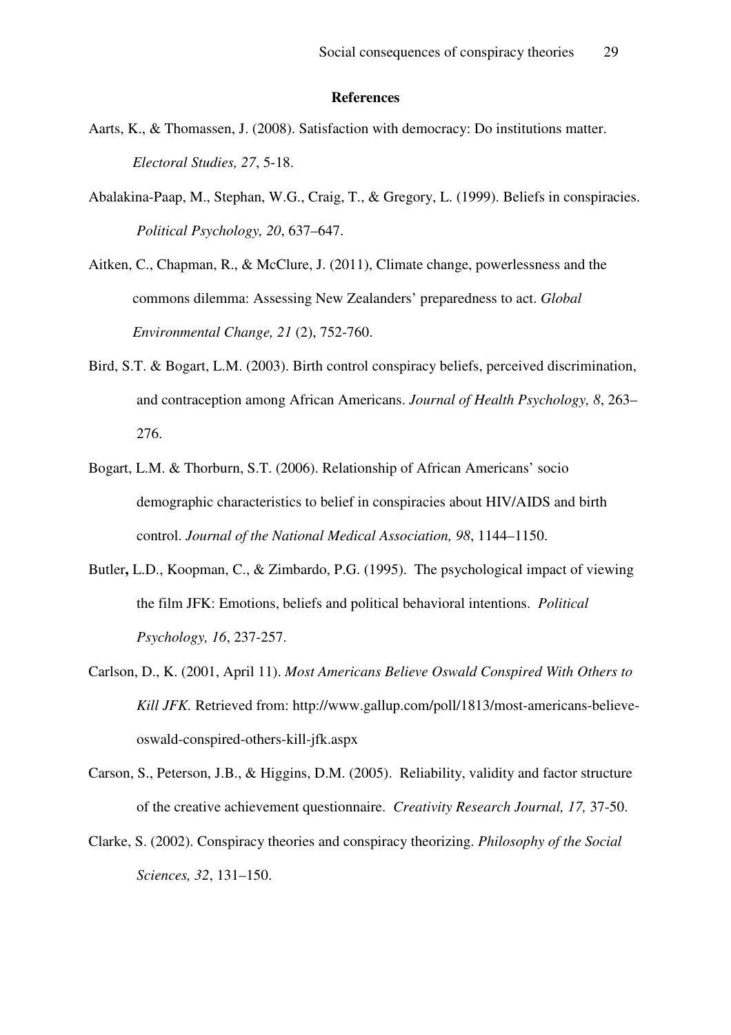## References

Aarts, K., & Thomassen, J. (2008). Satisfaction with democracy: Do institutions matter. *Electoral Studies, 27*, 5-18.

Abalakina-Paap, M., Stephan, W.G., Craig, T., & Gregory, L. (1999). Beliefs in conspiracies. *Political Psychology, 20*, 637–647.

Aitken, C., Chapman, R., & McClure, J. (2011), Climate change, powerlessness and the commons dilemma: Assessing New Zealanders' preparedness to act. *Global Environmental Change, 21* (2), 752-760.

Bird, S.T. & Bogart, L.M. (2003). Birth control conspiracy beliefs, perceived discrimination, and contraception among African Americans. *Journal of Health Psychology, 8*, 263–276.

Bogart, L.M. & Thorburn, S.T. (2006). Relationship of African Americans' socio demographic characteristics to belief in conspiracies about HIV/AIDS and birth control. *Journal of the National Medical Association, 98*, 1144–1150.

Butler**,** L.D., Koopman, C., & Zimbardo, P.G. (1995). The psychological impact of viewing the film JFK: Emotions, beliefs and political behavioral intentions. *Political Psychology, 16*, 237-257.

Carlson, D., K. (2001, April 11). *Most Americans Believe Oswald Conspired With Others to Kill JFK.* Retrieved from: http://www.gallup.com/poll/1813/most-americans-believe-oswald-conspired-others-kill-jfk.aspx

Carson, S., Peterson, J.B., & Higgins, D.M. (2005). Reliability, validity and factor structure of the creative achievement questionnaire. *Creativity Research Journal, 17,* 37-50.

Clarke, S. (2002). Conspiracy theories and conspiracy theorizing. *Philosophy of the Social Sciences, 32*, 131–150.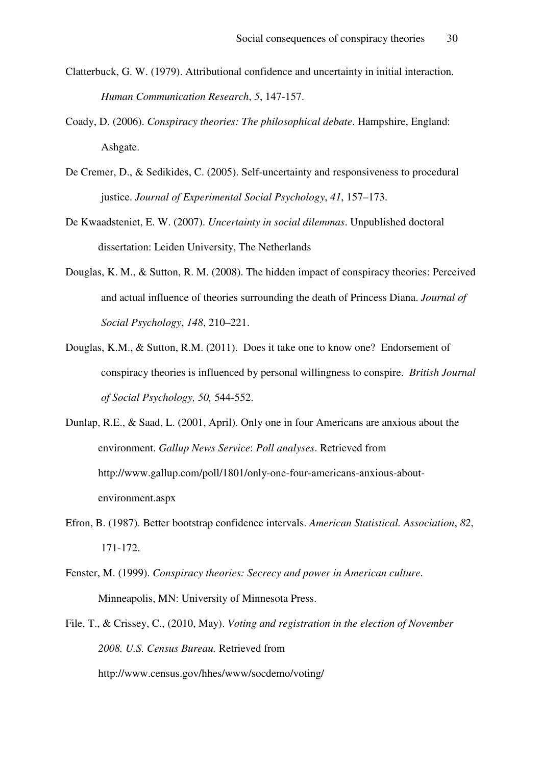Clatterbuck, G. W. (1979). Attributional confidence and uncertainty in initial interaction. *Human Communication Research*, *5*, 147-157.

Coady, D. (2006). *Conspiracy theories: The philosophical debate*. Hampshire, England: Ashgate.

De Cremer, D., & Sedikides, C. (2005). Self-uncertainty and responsiveness to procedural justice. *Journal of Experimental Social Psychology*, *41*, 157–173.

De Kwaadsteniet, E. W. (2007). *Uncertainty in social dilemmas*. Unpublished doctoral dissertation: Leiden University, The Netherlands

Douglas, K. M., & Sutton, R. M. (2008). The hidden impact of conspiracy theories: Perceived and actual influence of theories surrounding the death of Princess Diana. *Journal of Social Psychology*, *148*, 210–221.

Douglas, K.M., & Sutton, R.M. (2011). Does it take one to know one? Endorsement of conspiracy theories is influenced by personal willingness to conspire. *British Journal of Social Psychology, 50,* 544-552.

Dunlap, R.E., & Saad, L. (2001, April). Only one in four Americans are anxious about the environment. *Gallup News Service*: *Poll analyses*. Retrieved from http://www.gallup.com/poll/1801/only-one-four-americans-anxious-about-environment.aspx

Efron, B. (1987). Better bootstrap confidence intervals. *American Statistical. Association*, *82*, 171-172.

Fenster, M. (1999). *Conspiracy theories: Secrecy and power in American culture*. Minneapolis, MN: University of Minnesota Press.

File, T., & Crissey, C., (2010, May). *Voting and registration in the election of November 2008. U.S. Census Bureau.* Retrieved from http://www.census.gov/hhes/www/socdemo/voting/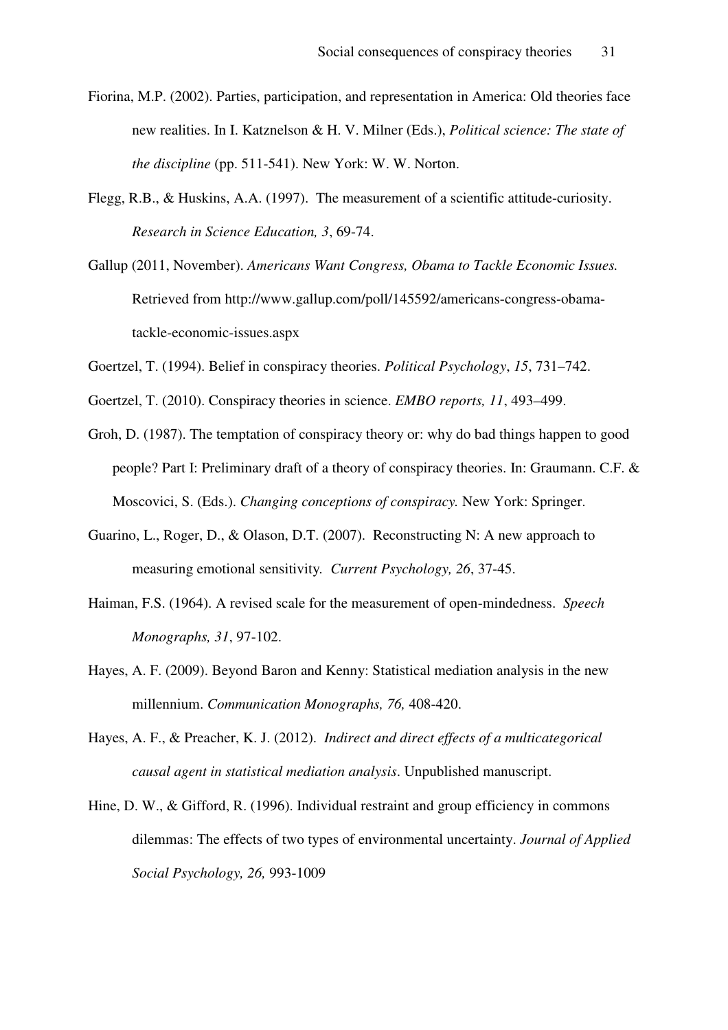Fiorina, M.P. (2002). Parties, participation, and representation in America: Old theories face new realities. In I. Katznelson & H. V. Milner (Eds.), *Political science: The state of the discipline* (pp. 511-541). New York: W. W. Norton.

Flegg, R.B., & Huskins, A.A. (1997). The measurement of a scientific attitude-curiosity. *Research in Science Education, 3*, 69-74.

Gallup (2011, November). *Americans Want Congress, Obama to Tackle Economic Issues.* Retrieved from http://www.gallup.com/poll/145592/americans-congress-obama-tackle-economic-issues.aspx

Goertzel, T. (1994). Belief in conspiracy theories. *Political Psychology*, *15*, 731–742.

Goertzel, T. (2010). Conspiracy theories in science. *EMBO reports, 11*, 493–499.

Groh, D. (1987). The temptation of conspiracy theory or: why do bad things happen to good people? Part I: Preliminary draft of a theory of conspiracy theories. In: Graumann. C.F. & Moscovici, S. (Eds.). *Changing conceptions of conspiracy.* New York: Springer.

Guarino, L., Roger, D., & Olason, D.T. (2007). Reconstructing N: A new approach to measuring emotional sensitivity. *Current Psychology, 26*, 37-45.

Haiman, F.S. (1964). A revised scale for the measurement of open-mindedness. *Speech Monographs, 31*, 97-102.

Hayes, A. F. (2009). Beyond Baron and Kenny: Statistical mediation analysis in the new millennium. *Communication Monographs, 76,* 408-420.

Hayes, A. F., & Preacher, K. J. (2012). *Indirect and direct effects of a multicategorical causal agent in statistical mediation analysis*. Unpublished manuscript.

Hine, D. W., & Gifford, R. (1996). Individual restraint and group efficiency in commons dilemmas: The effects of two types of environmental uncertainty. *Journal of Applied Social Psychology, 26,* 993-1009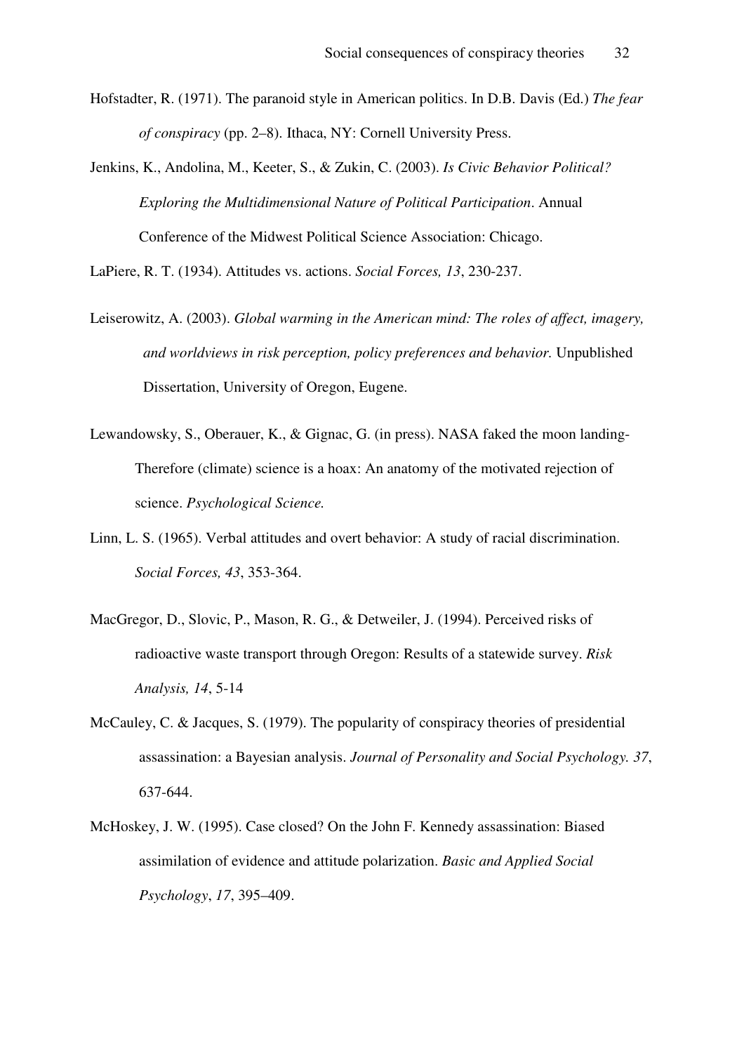Hofstadter, R. (1971). The paranoid style in American politics. In D.B. Davis (Ed.) *The fear of conspiracy* (pp. 2–8). Ithaca, NY: Cornell University Press.

Jenkins, K., Andolina, M., Keeter, S., & Zukin, C. (2003). *Is Civic Behavior Political? Exploring the Multidimensional Nature of Political Participation*. Annual Conference of the Midwest Political Science Association: Chicago.

LaPiere, R. T. (1934). Attitudes vs. actions. *Social Forces, 13*, 230-237.

Leiserowitz, A. (2003). *Global warming in the American mind: The roles of affect, imagery, and worldviews in risk perception, policy preferences and behavior.* Unpublished Dissertation, University of Oregon, Eugene.

Lewandowsky, S., Oberauer, K., & Gignac, G. (in press). NASA faked the moon landing-Therefore (climate) science is a hoax: An anatomy of the motivated rejection of science. *Psychological Science.*

Linn, L. S. (1965). Verbal attitudes and overt behavior: A study of racial discrimination. *Social Forces, 43*, 353-364.

MacGregor, D., Slovic, P., Mason, R. G., & Detweiler, J. (1994). Perceived risks of radioactive waste transport through Oregon: Results of a statewide survey. *Risk Analysis, 14*, 5-14

McCauley, C. & Jacques, S. (1979). The popularity of conspiracy theories of presidential assassination: a Bayesian analysis. *Journal of Personality and Social Psychology. 37*, 637-644.

McHoskey, J. W. (1995). Case closed? On the John F. Kennedy assassination: Biased assimilation of evidence and attitude polarization. *Basic and Applied Social Psychology*, *17*, 395–409.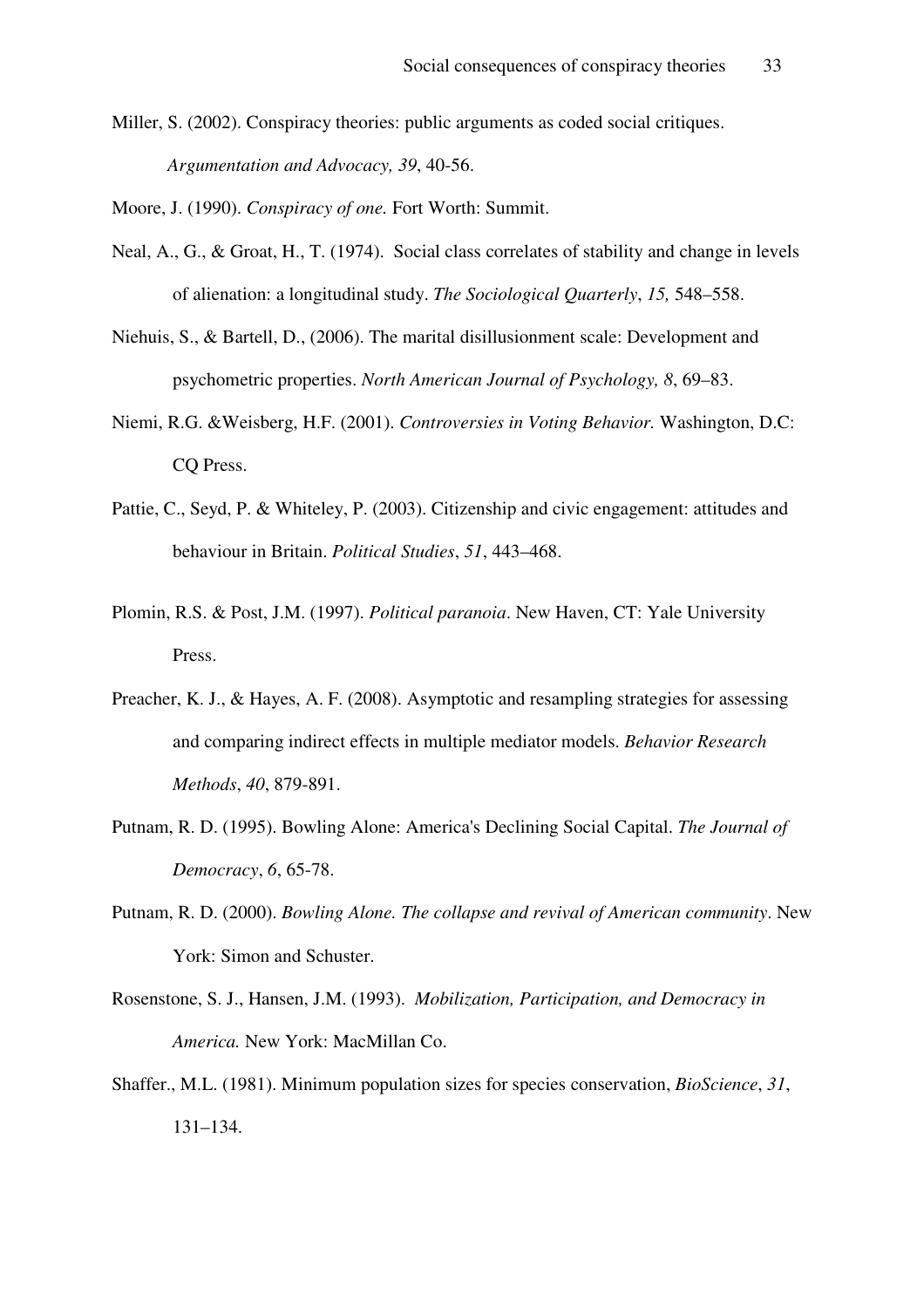Miller, S. (2002). Conspiracy theories: public arguments as coded social critiques. *Argumentation and Advocacy, 39*, 40-56.

Moore, J. (1990). *Conspiracy of one.* Fort Worth: Summit.

Neal, A., G., & Groat, H., T. (1974). Social class correlates of stability and change in levels of alienation: a longitudinal study. *The Sociological Quarterly*, *15,* 548–558.

Niehuis, S., & Bartell, D., (2006). The marital disillusionment scale: Development and psychometric properties. *North American Journal of Psychology, 8*, 69–83.

Niemi, R.G. &Weisberg, H.F. (2001). *Controversies in Voting Behavior.* Washington, D.C: CQ Press.

Pattie, C., Seyd, P. & Whiteley, P. (2003). Citizenship and civic engagement: attitudes and behaviour in Britain. *Political Studies*, *51*, 443–468.

Plomin, R.S. & Post, J.M. (1997). *Political paranoia*. New Haven, CT: Yale University Press.

Preacher, K. J., & Hayes, A. F. (2008). Asymptotic and resampling strategies for assessing and comparing indirect effects in multiple mediator models. *Behavior Research Methods*, *40*, 879-891.

Putnam, R. D. (1995). Bowling Alone: America's Declining Social Capital. *The Journal of Democracy*, *6*, 65-78.

Putnam, R. D. (2000). *Bowling Alone. The collapse and revival of American community*. New York: Simon and Schuster.

Rosenstone, S. J., Hansen, J.M. (1993). *Mobilization, Participation, and Democracy in America.* New York: MacMillan Co.

Shaffer., M.L. (1981). Minimum population sizes for species conservation, *BioScience*, *31*, 131–134.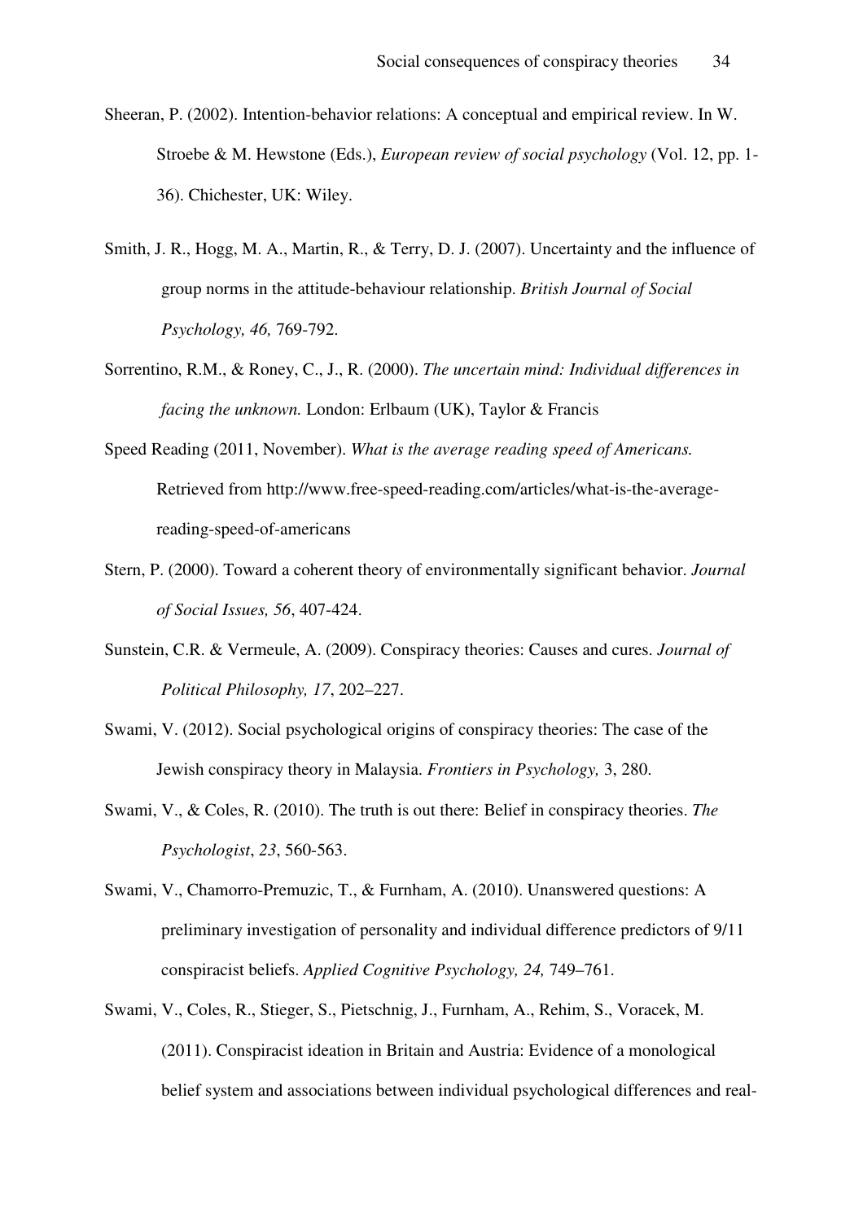Sheeran, P. (2002). Intention-behavior relations: A conceptual and empirical review. In W. Stroebe & M. Hewstone (Eds.), *European review of social psychology* (Vol. 12, pp. 1-36). Chichester, UK: Wiley.

Smith, J. R., Hogg, M. A., Martin, R., & Terry, D. J. (2007). Uncertainty and the influence of group norms in the attitude-behaviour relationship. *British Journal of Social Psychology, 46,* 769-792.

Sorrentino, R.M., & Roney, C., J., R. (2000). *The uncertain mind: Individual differences in facing the unknown.* London: Erlbaum (UK), Taylor & Francis

Speed Reading (2011, November). *What is the average reading speed of Americans.* Retrieved from http://www.free-speed-reading.com/articles/what-is-the-average-reading-speed-of-americans

Stern, P. (2000). Toward a coherent theory of environmentally significant behavior. *Journal of Social Issues, 56*, 407-424.

Sunstein, C.R. & Vermeule, A. (2009). Conspiracy theories: Causes and cures. *Journal of Political Philosophy, 17*, 202–227.

Swami, V. (2012). Social psychological origins of conspiracy theories: The case of the Jewish conspiracy theory in Malaysia. *Frontiers in Psychology,* 3, 280.

Swami, V., & Coles, R. (2010). The truth is out there: Belief in conspiracy theories. *The Psychologist*, *23*, 560-563.

Swami, V., Chamorro-Premuzic, T., & Furnham, A. (2010). Unanswered questions: A preliminary investigation of personality and individual difference predictors of 9/11 conspiracist beliefs. *Applied Cognitive Psychology, 24,* 749–761.

Swami, V., Coles, R., Stieger, S., Pietschnig, J., Furnham, A., Rehim, S., Voracek, M. (2011). Conspiracist ideation in Britain and Austria: Evidence of a monological belief system and associations between individual psychological differences and real-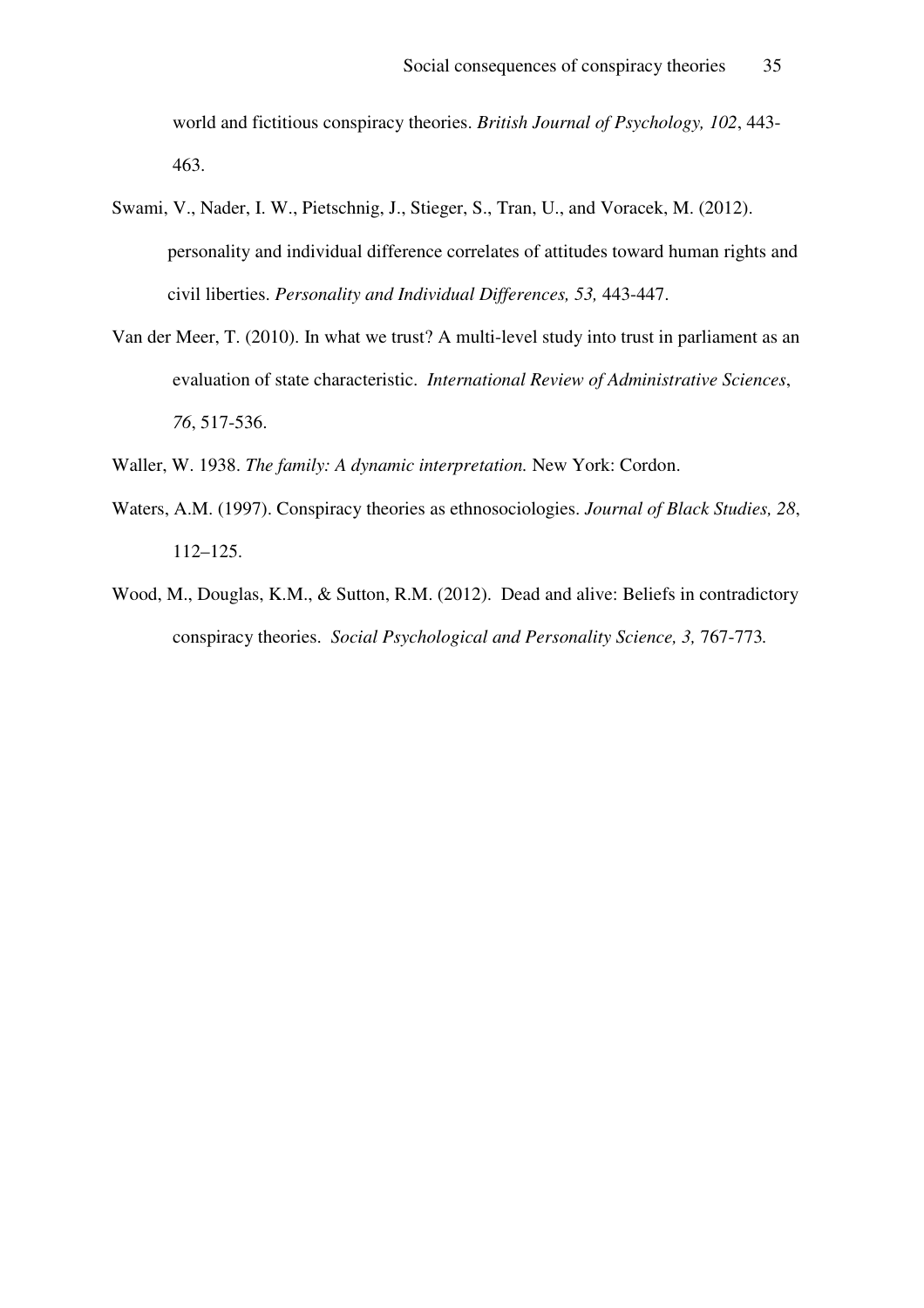world and fictitious conspiracy theories. *British Journal of Psychology, 102*, 443-463.

Swami, V., Nader, I. W., Pietschnig, J., Stieger, S., Tran, U., and Voracek, M. (2012). personality and individual difference correlates of attitudes toward human rights and civil liberties. *Personality and Individual Differences, 53,* 443-447.

Van der Meer, T. (2010). In what we trust? A multi-level study into trust in parliament as an evaluation of state characteristic. *International Review of Administrative Sciences*, *76*, 517-536.

Waller, W. 1938. *The family: A dynamic interpretation.* New York: Cordon.

Waters, A.M. (1997). Conspiracy theories as ethnosociologies. *Journal of Black Studies, 28*, 112–125.

Wood, M., Douglas, K.M., & Sutton, R.M. (2012). Dead and alive: Beliefs in contradictory conspiracy theories. *Social Psychological and Personality Science, 3,* 767-773*.*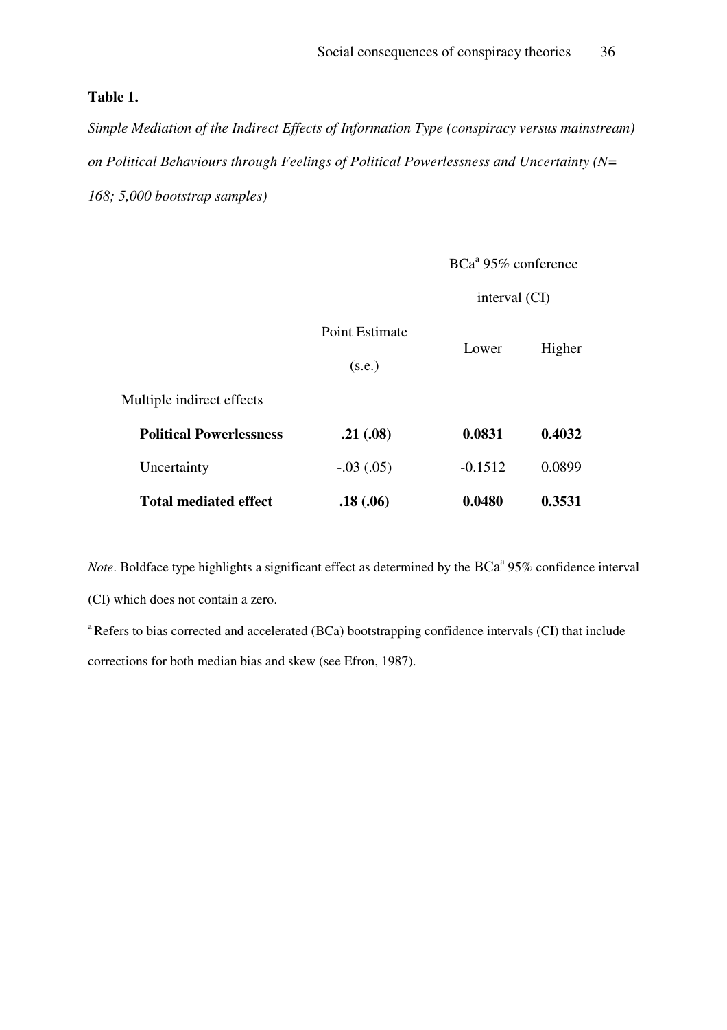**Table 1.**

*Simple Mediation of the Indirect Effects of Information Type (conspiracy versus mainstream) on Political Behaviours through Feelings of Political Powerlessness and Uncertainty (N= 168; 5,000 bootstrap samples)*

| | Point Estimate (s.e.) | BCa[a] 95% conference interval (CI) | |
|---|---|---|---|
| | | Lower | Higher |
| Multiple indirect effects | | | |
| **Political Powerlessness** | **.21 (.08)** | **0.0831** | **0.4032** |
| Uncertainty | -.03 (.05) | -0.1512 | 0.0899 |
| **Total mediated effect** | **.18 (.06)** | **0.0480** | **0.3531** |

*Note*. Boldface type highlights a significant effect as determined by the BCa[a] 95% confidence interval (CI) which does not contain a zero.

[a] Refers to bias corrected and accelerated (BCa) bootstrapping confidence intervals (CI) that include corrections for both median bias and skew (see Efron, 1987).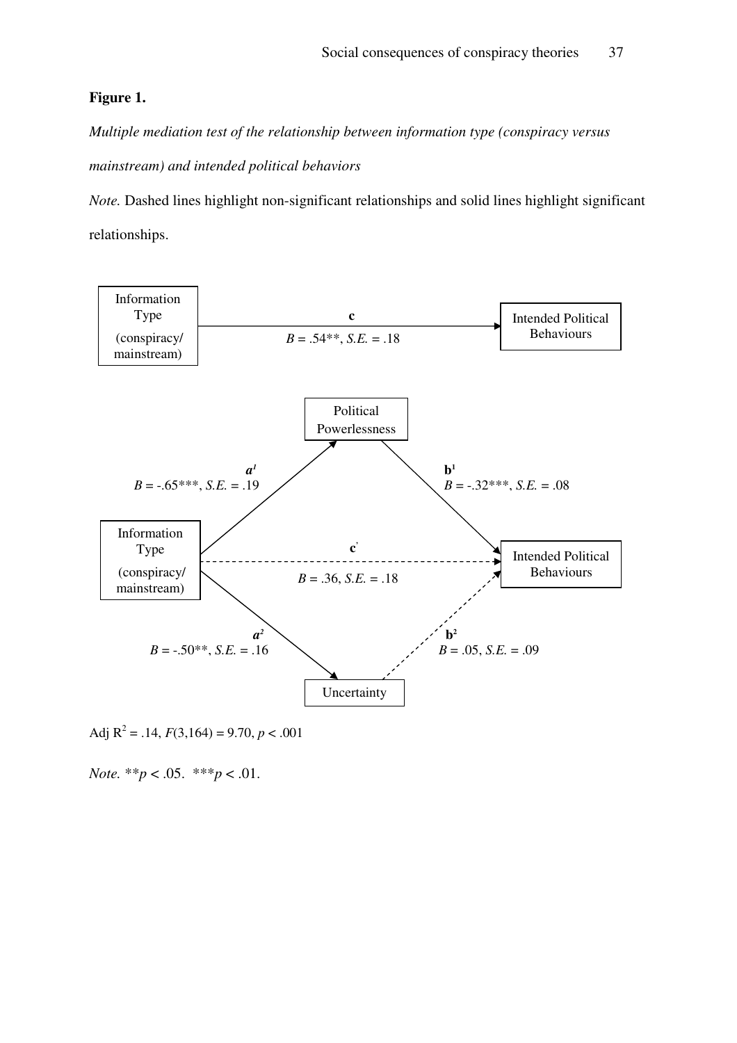**Figure 1.**

*Multiple mediation test of the relationship between information type (conspiracy versus mainstream) and intended political behaviors*

*Note.* Dashed lines highlight non-significant relationships and solid lines highlight significant relationships.

Information Type (conspiracy/ mainstream)

**c**

*B* = .54**, *S.E.* = .18

Intended Political Behaviours

Political Powerlessness

***a¹***
*B* = -.65***, *S.E.* = .19

**b¹**
*B* = -.32***, *S.E.* = .08

Information Type (conspiracy/ mainstream)

**c'**

*B* = .36, *S.E.* = .18

Intended Political Behaviours

***a²***
*B* = -.50**, *S.E.* = .16

**b²**
*B* = .05, *S.E.* = .09

Uncertainty

Adj $R^2$ = .14, $F(3,164) = 9.70$, $p < .001$

*Note.* ** $p < .05$. *** $p < .01$.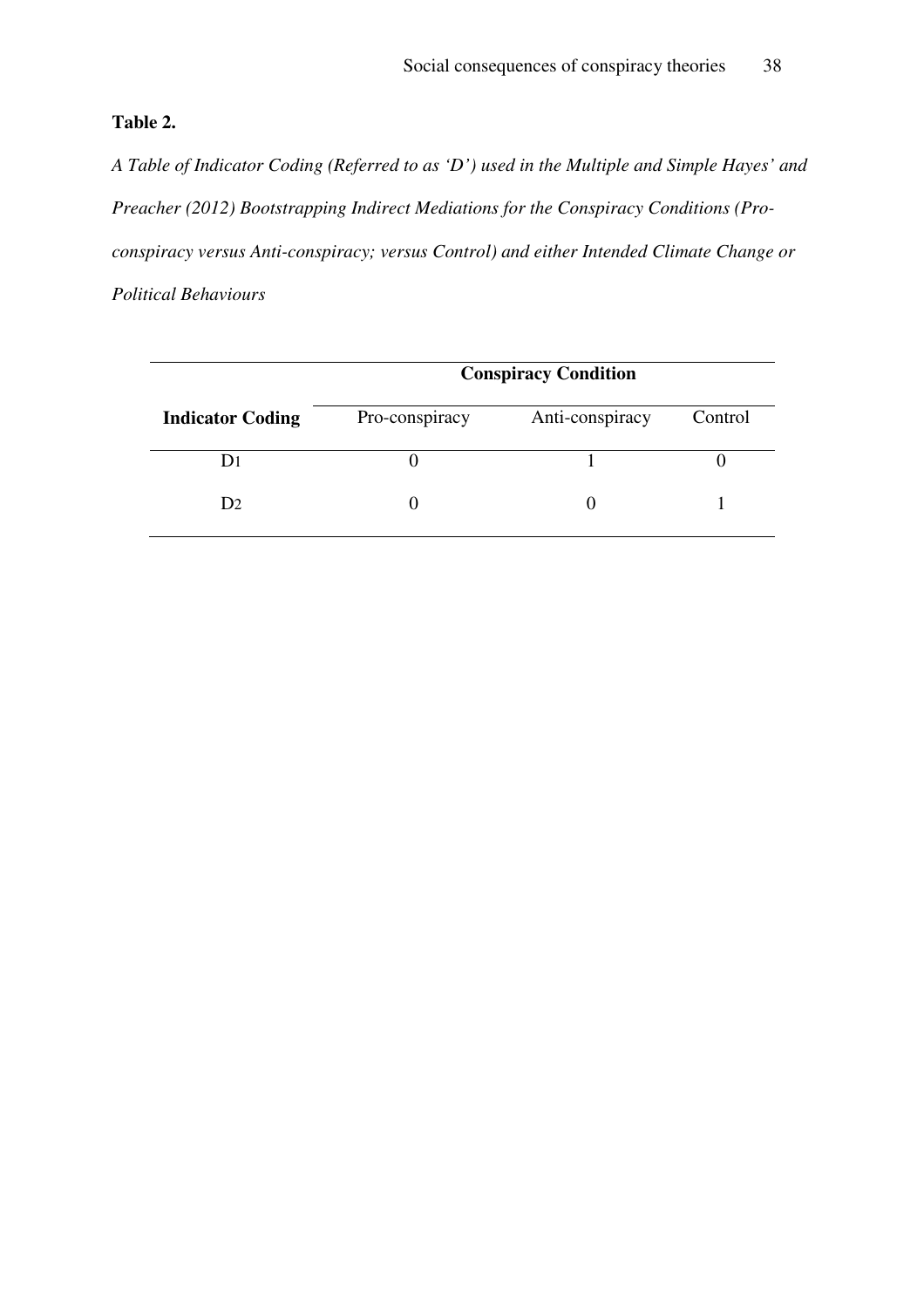**Table 2.**

*A Table of Indicator Coding (Referred to as 'D') used in the Multiple and Simple Hayes' and Preacher (2012) Bootstrapping Indirect Mediations for the Conspiracy Conditions (Pro-conspiracy versus Anti-conspiracy; versus Control) and either Intended Climate Change or Political Behaviours*

| | **Conspiracy Condition** | | |
|---|---|---|---|
| **Indicator Coding** | Pro-conspiracy | Anti-conspiracy | Control |
| $D_1$ | 0 | 1 | 0 |
| $D_2$ | 0 | 0 | 1 |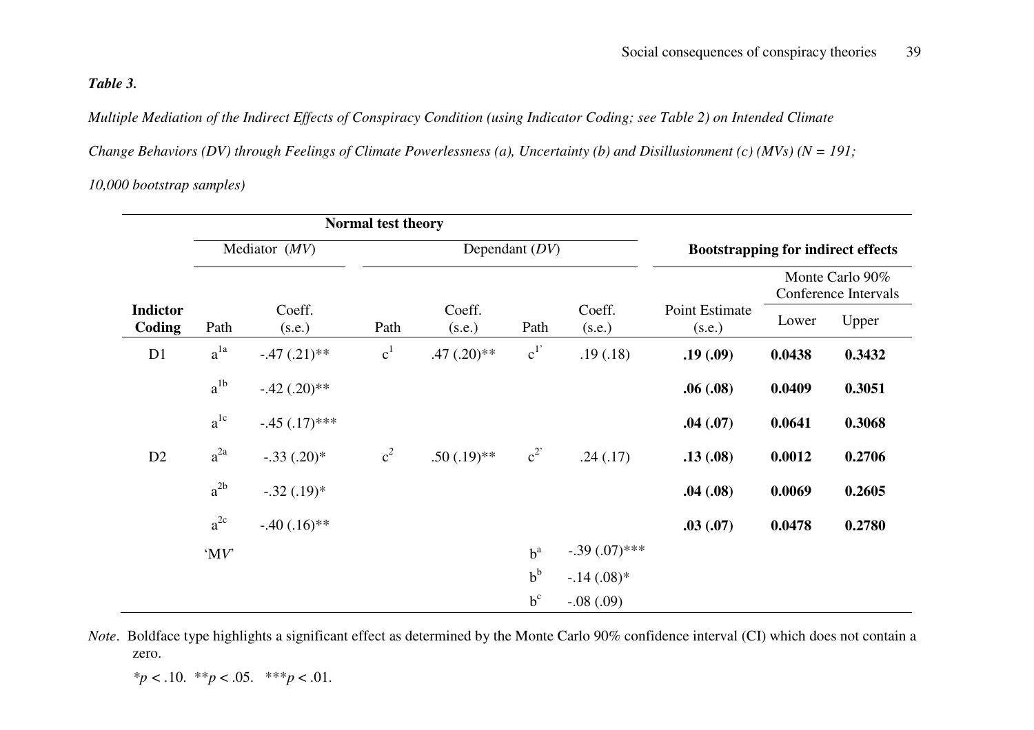***Table 3.***

*Multiple Mediation of the Indirect Effects of Conspiracy Condition (using Indicator Coding; see Table 2) on Intended Climate Change Behaviors (DV) through Feelings of Climate Powerlessness (a), Uncertainty (b) and Disillusionment (c) (MVs) (N = 191; 10,000 bootstrap samples)*

| | **Normal test theory** | | | | | | **Bootstrapping for indirect effects** | | |
|---|---|---|---|---|---|---|---|---|---|
| | Mediator (*MV*) | | Dependant (*DV*) | | | | | Monte Carlo 90% Conference Intervals | |
| **Indictor Coding** | Path | Coeff. (s.e.) | Path | Coeff. (s.e.) | Path | Coeff. (s.e.) | Point Estimate (s.e.) | Lower | Upper |
| D1 | $a^{1a}$ | -.47 (.21)** | $c^{1}$ | .47 (.20)** | $c^{1'}$ | .19 (.18) | **.19 (.09)** | **0.0438** | **0.3432** |
| | $a^{1b}$ | -.42 (.20)** | | | | | **.06 (.08)** | **0.0409** | **0.3051** |
| | $a^{1c}$ | -.45 (.17)*** | | | | | **.04 (.07)** | **0.0641** | **0.3068** |
| D2 | $a^{2a}$ | -.33 (.20)* | $c^{2}$ | .50 (.19)** | $c^{2'}$ | .24 (.17) | **.13 (.08)** | **0.0012** | **0.2706** |
| | $a^{2b}$ | -.32 (.19)* | | | | | **.04 (.08)** | **0.0069** | **0.2605** |
| | $a^{2c}$ | -.40 (.16)** | | | | | **.03 (.07)** | **0.0478** | **0.2780** |
| | 'M*V*' | | | | $b^{a}$ | -.39 (.07)*** | | | |
| | | | | | $b^{b}$ | -.14 (.08)* | | | |
| | | | | | $b^{c}$ | -.08 (.09) | | | |

*Note*. Boldface type highlights a significant effect as determined by the Monte Carlo 90% confidence interval (CI) which does not contain a zero.

*$p < .10$. **$p < .05$. ***$p < .01$.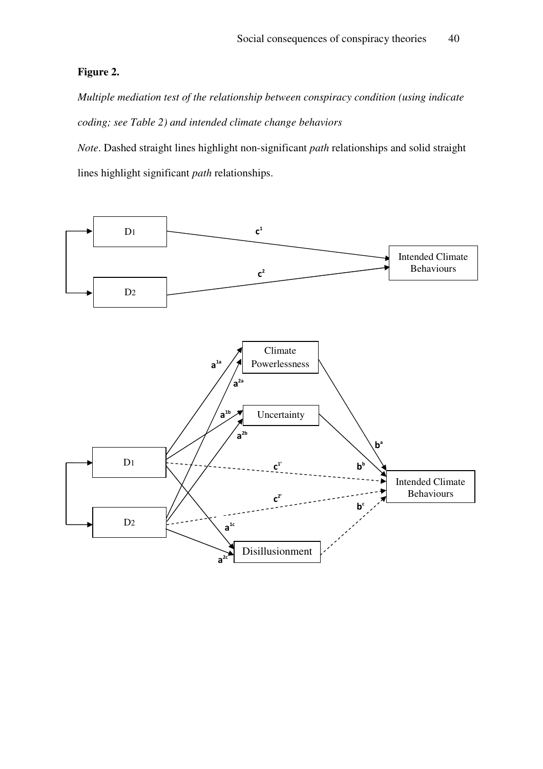**Figure 2.**

*Multiple mediation test of the relationship between conspiracy condition (using indicate coding; see Table 2) and intended climate change behaviors*

*Note*. Dashed straight lines highlight non-significant *path* relationships and solid straight lines highlight significant *path* relationships.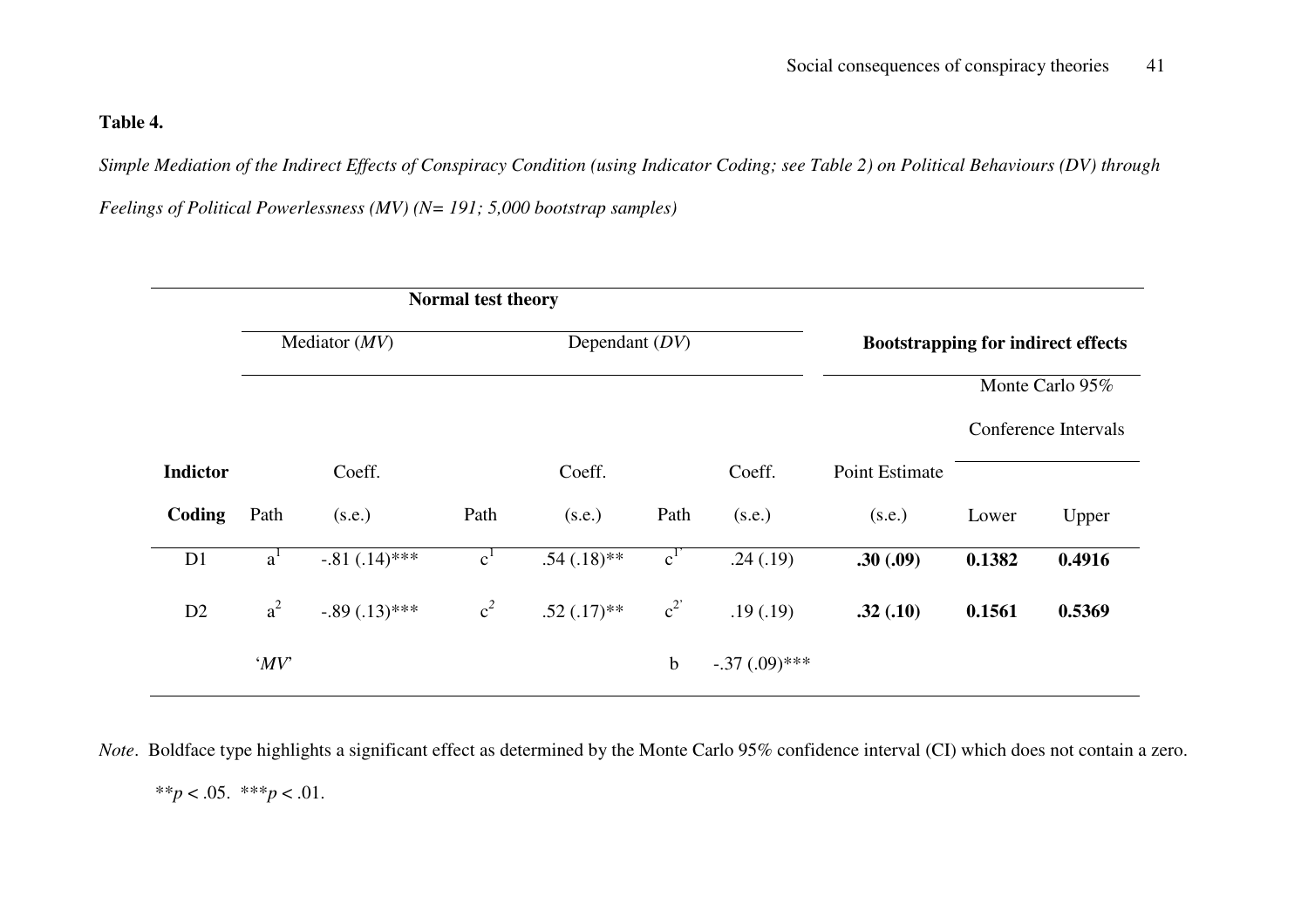**Table 4.**

*Simple Mediation of the Indirect Effects of Conspiracy Condition (using Indicator Coding; see Table 2) on Political Behaviours (DV) through Feelings of Political Powerlessness (MV) (N= 191; 5,000 bootstrap samples)*

| | **Normal test theory** | | | | | | **Bootstrapping for indirect effects** | | |
|---|---|---|---|---|---|---|---|---|---|
| | Mediator (*MV*) | | Dependant (*DV*) | | | | | Monte Carlo 95% Conference Intervals | |
| **Indictor Coding** | Path | Coeff. (s.e.) | Path | Coeff. (s.e.) | Path | Coeff. (s.e.) | Point Estimate (s.e.) | Lower | Upper |
| D1 | $a^1$ | -.81 (.14)*** | $c^1$ | .54 (.18)** | $c^{1'}$ | .24 (.19) | **.30 (.09)** | **0.1382** | **0.4916** |
| D2 | $a^2$ | -.89 (.13)*** | $c^2$ | .52 (.17)** | $c^{2'}$ | .19 (.19) | **.32 (.10)** | **0.1561** | **0.5369** |
| | '*MV*' | | | | b | -.37 (.09)*** | | | |

*Note*. Boldface type highlights a significant effect as determined by the Monte Carlo 95% confidence interval (CI) which does not contain a zero.

**$p < .05$. ***$p < .01$.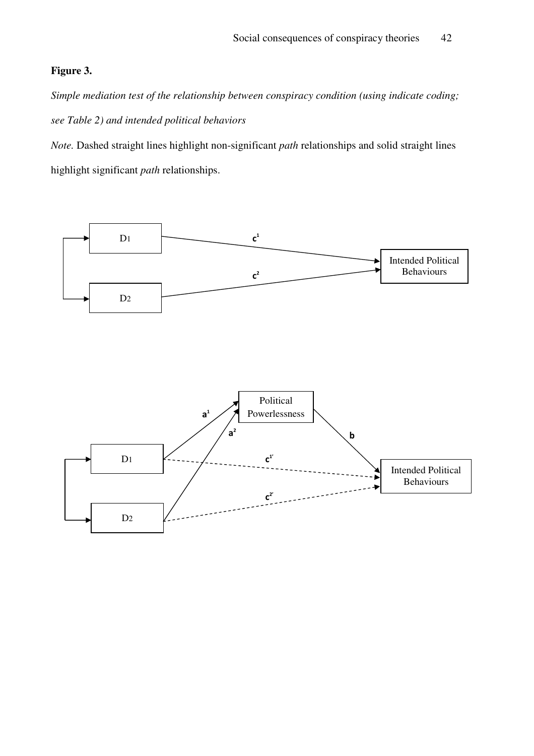**Figure 3.**

*Simple mediation test of the relationship between conspiracy condition (using indicate coding; see Table 2) and intended political behaviors*

*Note.* Dashed straight lines highlight non-significant *path* relationships and solid straight lines highlight significant *path* relationships.

D1

D2

$c^1$

$c^2$

Intended Political Behaviours

Political Powerlessness

$a^1$

$a^2$

b

D1

D2

$c^{1'}$

$c^{2'}$

Intended Political Behaviours